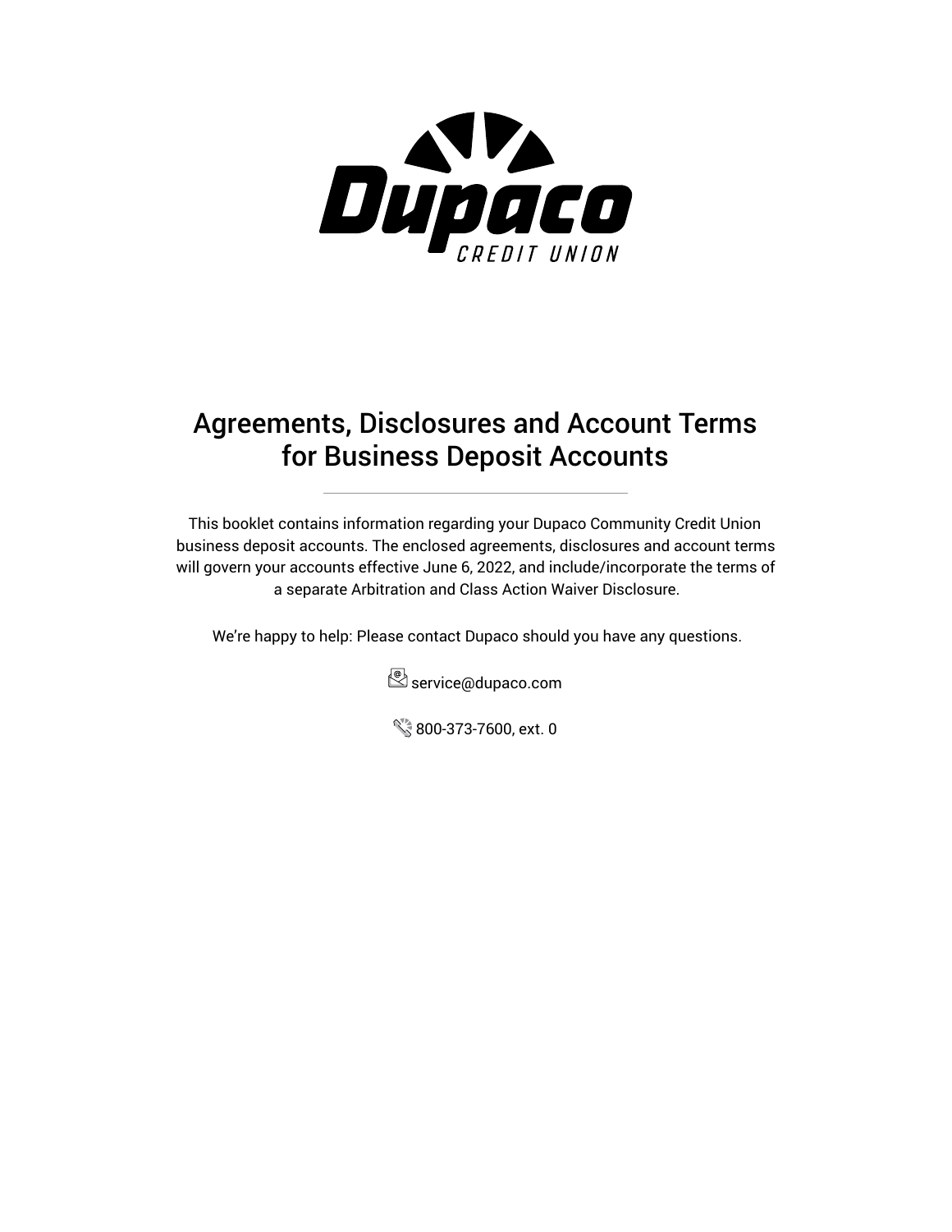Dupaco

CREDIT UNION

# Agreements, Disclosures and Account Terms for Business Deposit Accounts

This booklet contains information regarding your Dupaco Community Credit Union business deposit accounts. The enclosed agreements, disclosures and account terms will govern your accounts effective June 6, 2022, and include/incorporate the terms of a separate Arbitration and Class Action Waiver Disclosure.

We're happy to help: Please contact Dupaco should you have any questions.

service@dupaco.com

800-373-7600, ext. 0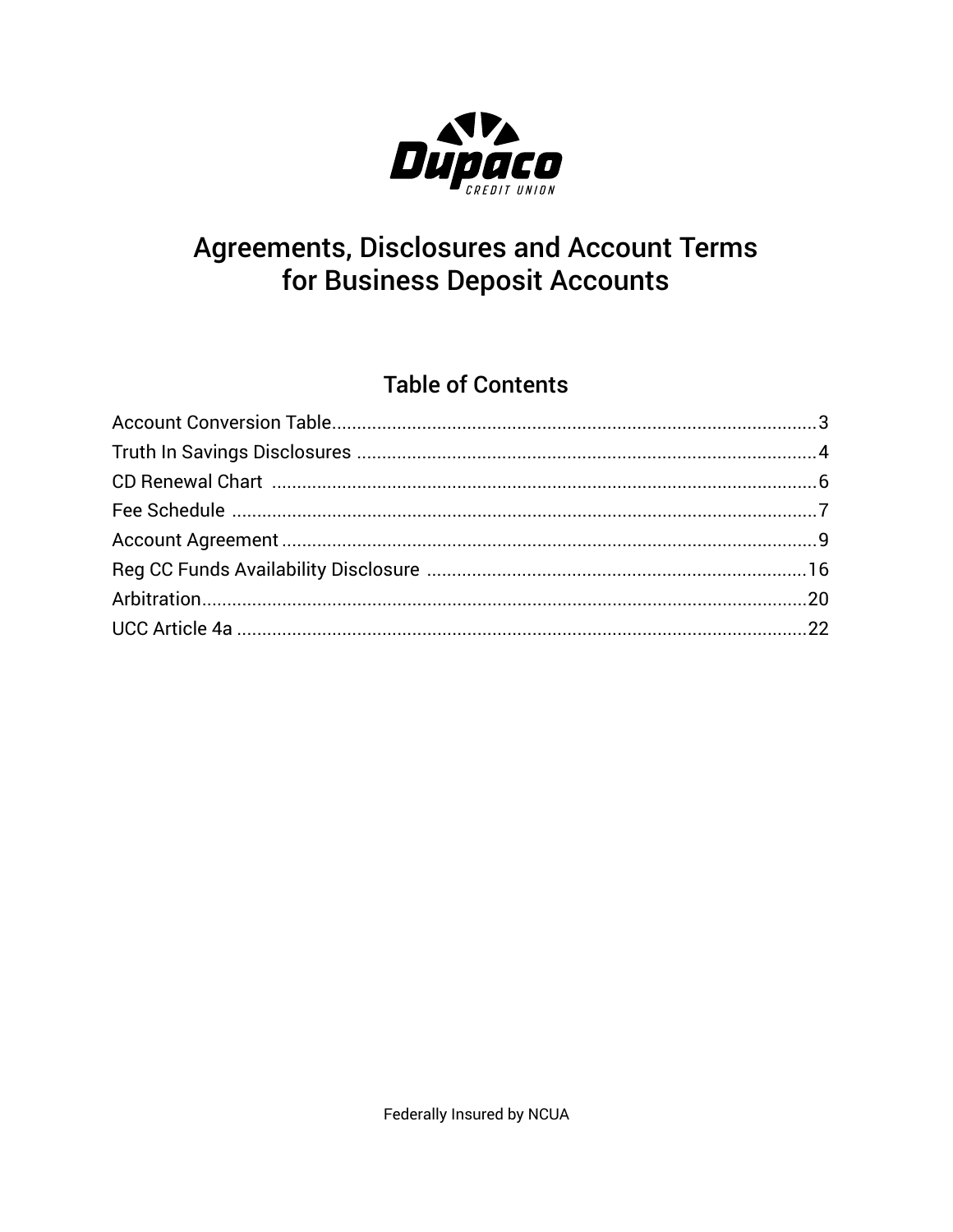Dupaco
CREDIT UNION

# Agreements, Disclosures and Account Terms for Business Deposit Accounts

## Table of Contents

| Section | Page |
|---|---|
| Account Conversion Table | 3 |
| Truth In Savings Disclosures | 4 |
| CD Renewal Chart | 6 |
| Fee Schedule | 7 |
| Account Agreement | 9 |
| Reg CC Funds Availability Disclosure | 16 |
| Arbitration | 20 |
| UCC Article 4a | 22 |

Federally Insured by NCUA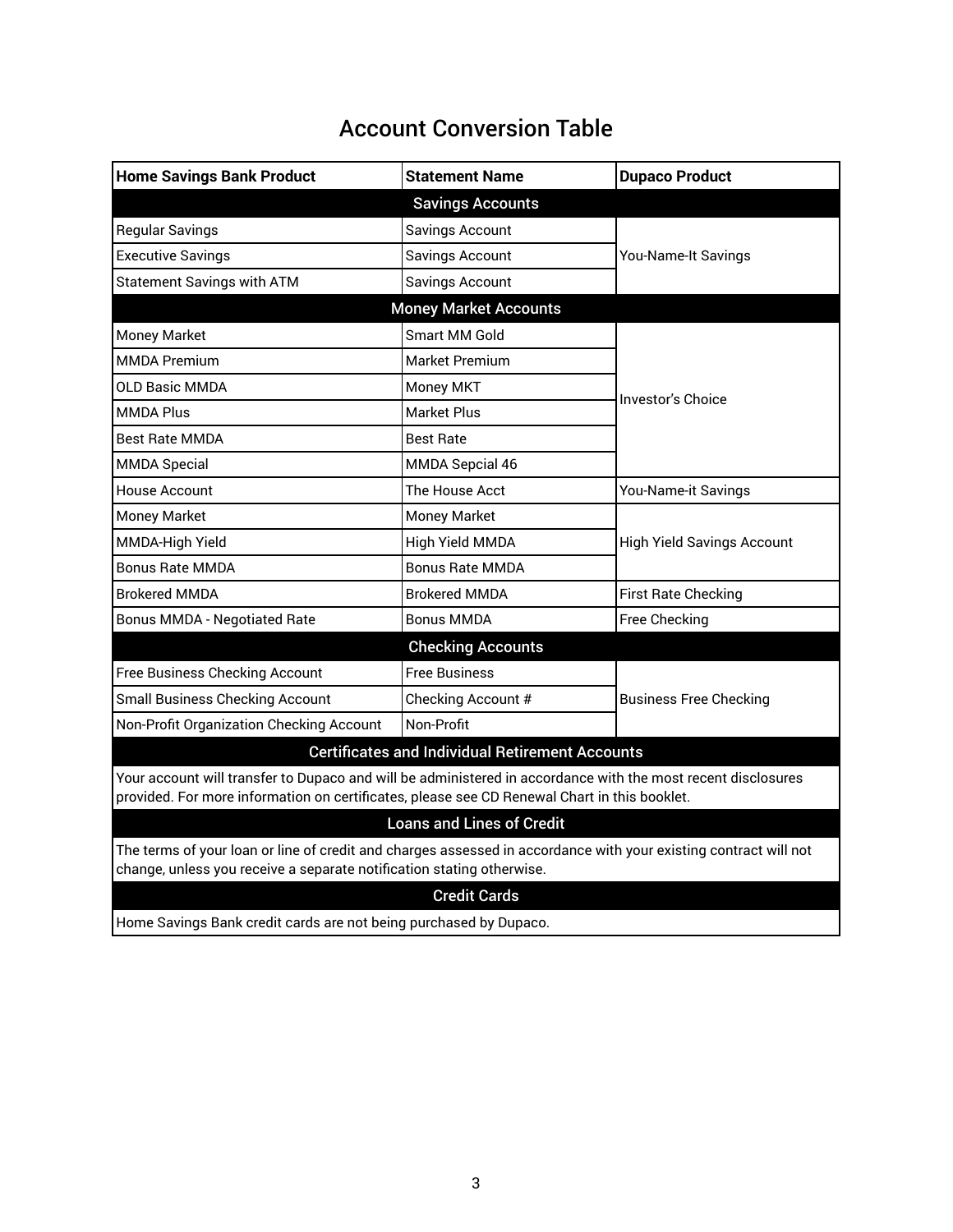# Account Conversion Table

| Home Savings Bank Product | Statement Name | Dupaco Product |
|---|---|---|
| **Savings Accounts** | | |
| Regular Savings | Savings Account | You-Name-It Savings |
| Executive Savings | Savings Account | |
| Statement Savings with ATM | Savings Account | |
| **Money Market Accounts** | | |
| Money Market | Smart MM Gold | Investor's Choice |
| MMDA Premium | Market Premium | |
| OLD Basic MMDA | Money MKT | |
| MMDA Plus | Market Plus | |
| Best Rate MMDA | Best Rate | |
| MMDA Special | MMDA Sepcial 46 | |
| House Account | The House Acct | You-Name-it Savings |
| Money Market | Money Market | High Yield Savings Account |
| MMDA-High Yield | High Yield MMDA | |
| Bonus Rate MMDA | Bonus Rate MMDA | |
| Brokered MMDA | Brokered MMDA | First Rate Checking |
| Bonus MMDA - Negotiated Rate | Bonus MMDA | Free Checking |
| **Checking Accounts** | | |
| Free Business Checking Account | Free Business | Business Free Checking |
| Small Business Checking Account | Checking Account # | |
| Non-Profit Organization Checking Account | Non-Profit | |
| **Certificates and Individual Retirement Accounts** | | |
| Your account will transfer to Dupaco and will be administered in accordance with the most recent disclosures provided. For more information on certificates, please see CD Renewal Chart in this booklet. | | |
| **Loans and Lines of Credit** | | |
| The terms of your loan or line of credit and charges assessed in accordance with your existing contract will not change, unless you receive a separate notification stating otherwise. | | |
| **Credit Cards** | | |
| Home Savings Bank credit cards are not being purchased by Dupaco. | | |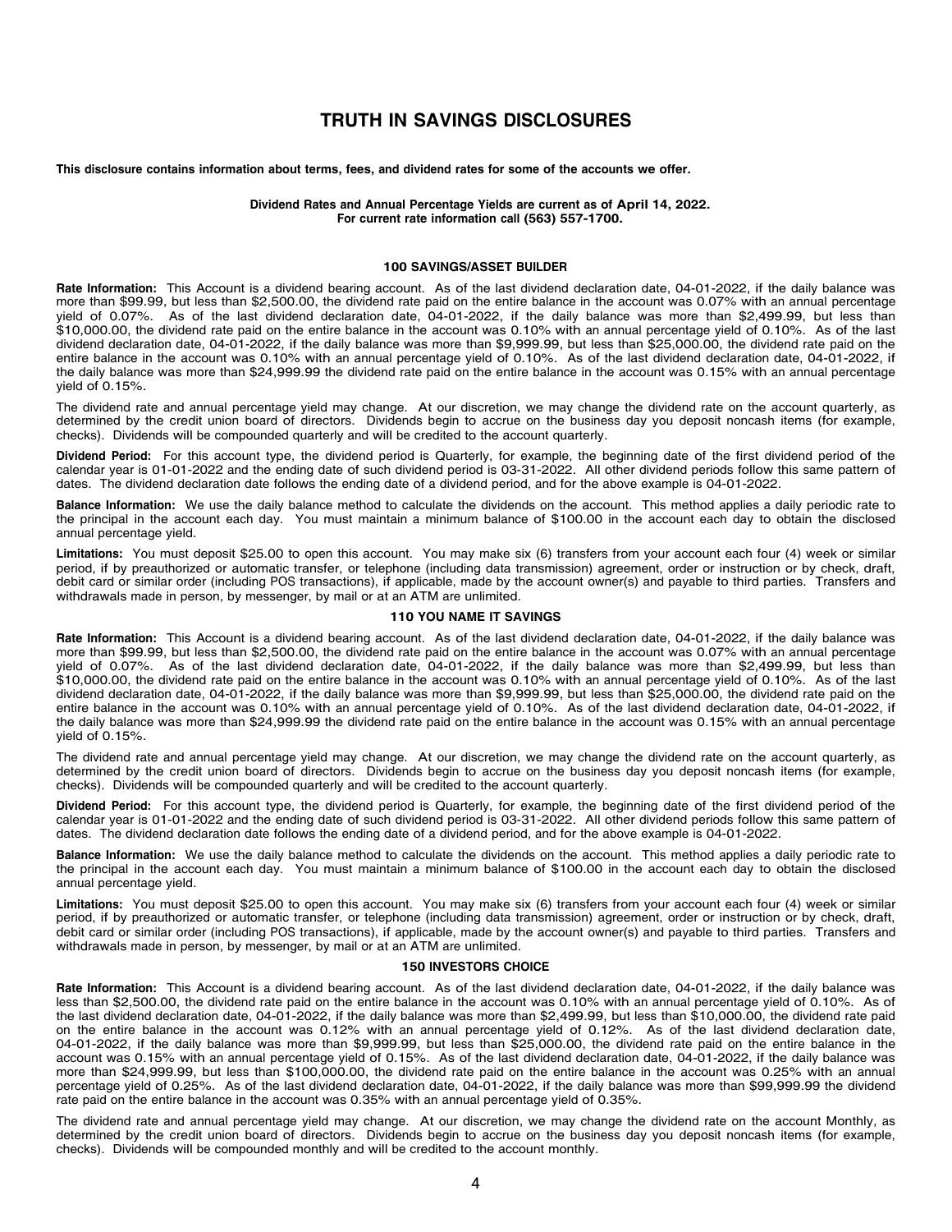# TRUTH IN SAVINGS DISCLOSURES

**This disclosure contains information about terms, fees, and dividend rates for some of the accounts we offer.**

**Dividend Rates and Annual Percentage Yields are current as of April 14, 2022.**
**For current rate information call (563) 557-1700.**

### 100 SAVINGS/ASSET BUILDER

**Rate Information:** This Account is a dividend bearing account. As of the last dividend declaration date, 04-01-2022, if the daily balance was more than $99.99, but less than $2,500.00, the dividend rate paid on the entire balance in the account was 0.07% with an annual percentage yield of 0.07%. As of the last dividend declaration date, 04-01-2022, if the daily balance was more than $2,499.99, but less than $10,000.00, the dividend rate paid on the entire balance in the account was 0.10% with an annual percentage yield of 0.10%. As of the last dividend declaration date, 04-01-2022, if the daily balance was more than $9,999.99, but less than $25,000.00, the dividend rate paid on the entire balance in the account was 0.10% with an annual percentage yield of 0.10%. As of the last dividend declaration date, 04-01-2022, if the daily balance was more than $24,999.99 the dividend rate paid on the entire balance in the account was 0.15% with an annual percentage yield of 0.15%.

The dividend rate and annual percentage yield may change. At our discretion, we may change the dividend rate on the account quarterly, as determined by the credit union board of directors. Dividends begin to accrue on the business day you deposit noncash items (for example, checks). Dividends will be compounded quarterly and will be credited to the account quarterly.

**Dividend Period:** For this account type, the dividend period is Quarterly, for example, the beginning date of the first dividend period of the calendar year is 01-01-2022 and the ending date of such dividend period is 03-31-2022. All other dividend periods follow this same pattern of dates. The dividend declaration date follows the ending date of a dividend period, and for the above example is 04-01-2022.

**Balance Information:** We use the daily balance method to calculate the dividends on the account. This method applies a daily periodic rate to the principal in the account each day. You must maintain a minimum balance of $100.00 in the account each day to obtain the disclosed annual percentage yield.

**Limitations:** You must deposit $25.00 to open this account. You may make six (6) transfers from your account each four (4) week or similar period, if by preauthorized or automatic transfer, or telephone (including data transmission) agreement, order or instruction or by check, draft, debit card or similar order (including POS transactions), if applicable, made by the account owner(s) and payable to third parties. Transfers and withdrawals made in person, by messenger, by mail or at an ATM are unlimited.

### 110 YOU NAME IT SAVINGS

**Rate Information:** This Account is a dividend bearing account. As of the last dividend declaration date, 04-01-2022, if the daily balance was more than $99.99, but less than $2,500.00, the dividend rate paid on the entire balance in the account was 0.07% with an annual percentage yield of 0.07%. As of the last dividend declaration date, 04-01-2022, if the daily balance was more than $2,499.99, but less than $10,000.00, the dividend rate paid on the entire balance in the account was 0.10% with an annual percentage yield of 0.10%. As of the last dividend declaration date, 04-01-2022, if the daily balance was more than $9,999.99, but less than $25,000.00, the dividend rate paid on the entire balance in the account was 0.10% with an annual percentage yield of 0.10%. As of the last dividend declaration date, 04-01-2022, if the daily balance was more than $24,999.99 the dividend rate paid on the entire balance in the account was 0.15% with an annual percentage yield of 0.15%.

The dividend rate and annual percentage yield may change. At our discretion, we may change the dividend rate on the account quarterly, as determined by the credit union board of directors. Dividends begin to accrue on the business day you deposit noncash items (for example, checks). Dividends will be compounded quarterly and will be credited to the account quarterly.

**Dividend Period:** For this account type, the dividend period is Quarterly, for example, the beginning date of the first dividend period of the calendar year is 01-01-2022 and the ending date of such dividend period is 03-31-2022. All other dividend periods follow this same pattern of dates. The dividend declaration date follows the ending date of a dividend period, and for the above example is 04-01-2022.

**Balance Information:** We use the daily balance method to calculate the dividends on the account. This method applies a daily periodic rate to the principal in the account each day. You must maintain a minimum balance of $100.00 in the account each day to obtain the disclosed annual percentage yield.

**Limitations:** You must deposit $25.00 to open this account. You may make six (6) transfers from your account each four (4) week or similar period, if by preauthorized or automatic transfer, or telephone (including data transmission) agreement, order or instruction or by check, draft, debit card or similar order (including POS transactions), if applicable, made by the account owner(s) and payable to third parties. Transfers and withdrawals made in person, by messenger, by mail or at an ATM are unlimited.

### 150 INVESTORS CHOICE

**Rate Information:** This Account is a dividend bearing account. As of the last dividend declaration date, 04-01-2022, if the daily balance was less than $2,500.00, the dividend rate paid on the entire balance in the account was 0.10% with an annual percentage yield of 0.10%. As of the last dividend declaration date, 04-01-2022, if the daily balance was more than $2,499.99, but less than $10,000.00, the dividend rate paid on the entire balance in the account was 0.12% with an annual percentage yield of 0.12%. As of the last dividend declaration date, 04-01-2022, if the daily balance was more than $9,999.99, but less than $25,000.00, the dividend rate paid on the entire balance in the account was 0.15% with an annual percentage yield of 0.15%. As of the last dividend declaration date, 04-01-2022, if the daily balance was more than $24,999.99, but less than $100,000.00, the dividend rate paid on the entire balance in the account was 0.25% with an annual percentage yield of 0.25%. As of the last dividend declaration date, 04-01-2022, if the daily balance was more than $99,999.99 the dividend rate paid on the entire balance in the account was 0.35% with an annual percentage yield of 0.35%.

The dividend rate and annual percentage yield may change. At our discretion, we may change the dividend rate on the account Monthly, as determined by the credit union board of directors. Dividends begin to accrue on the business day you deposit noncash items (for example, checks). Dividends will be compounded monthly and will be credited to the account monthly.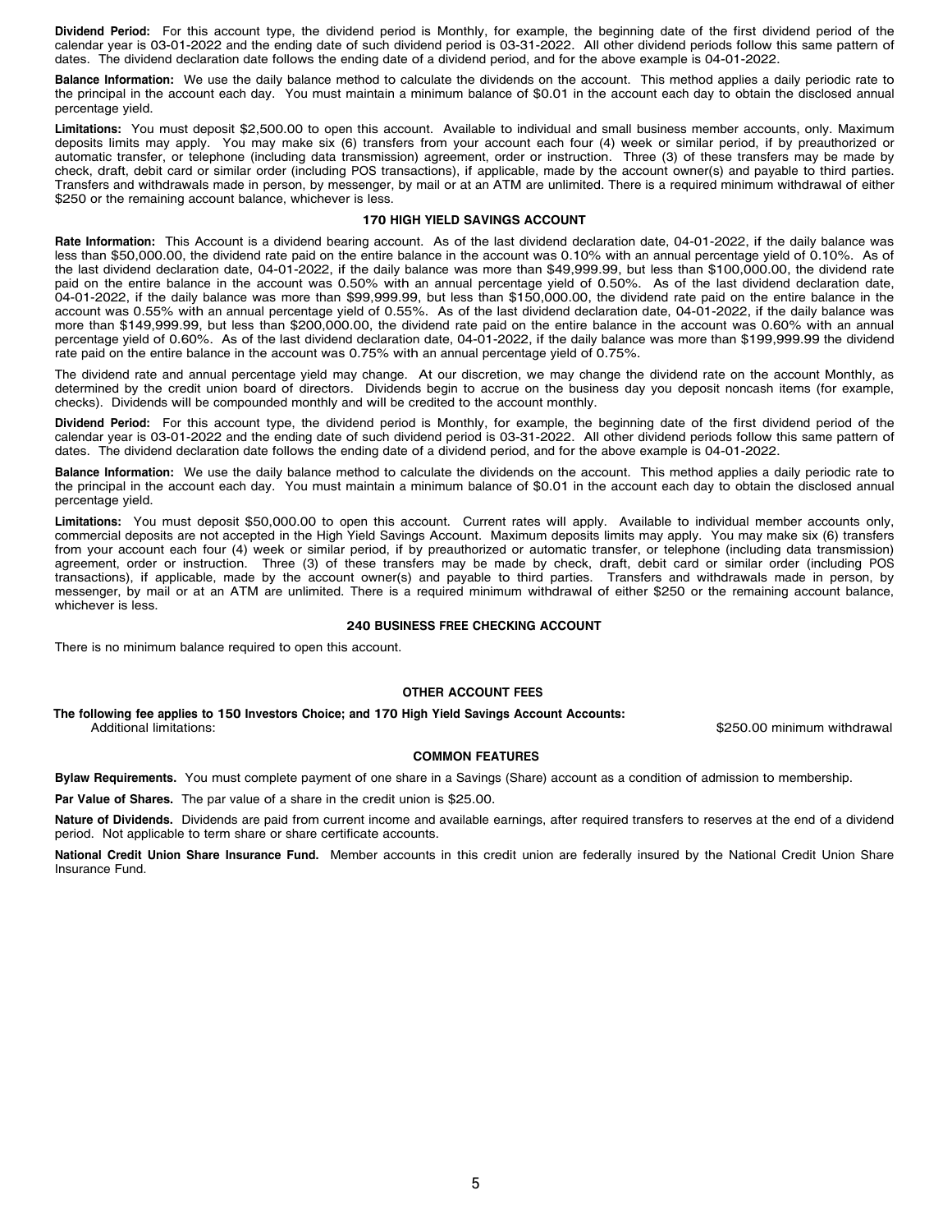**Dividend Period:** For this account type, the dividend period is Monthly, for example, the beginning date of the first dividend period of the calendar year is 03-01-2022 and the ending date of such dividend period is 03-31-2022. All other dividend periods follow this same pattern of dates. The dividend declaration date follows the ending date of a dividend period, and for the above example is 04-01-2022.

**Balance Information:** We use the daily balance method to calculate the dividends on the account. This method applies a daily periodic rate to the principal in the account each day. You must maintain a minimum balance of $0.01 in the account each day to obtain the disclosed annual percentage yield.

**Limitations:** You must deposit $2,500.00 to open this account. Available to individual and small business member accounts, only. Maximum deposits limits may apply. You may make six (6) transfers from your account each four (4) week or similar period, if by preauthorized or automatic transfer, or telephone (including data transmission) agreement, order or instruction. Three (3) of these transfers may be made by check, draft, debit card or similar order (including POS transactions), if applicable, made by the account owner(s) and payable to third parties. Transfers and withdrawals made in person, by messenger, by mail or at an ATM are unlimited. There is a required minimum withdrawal of either $250 or the remaining account balance, whichever is less.

## 170 HIGH YIELD SAVINGS ACCOUNT

**Rate Information:** This Account is a dividend bearing account. As of the last dividend declaration date, 04-01-2022, if the daily balance was less than $50,000.00, the dividend rate paid on the entire balance in the account was 0.10% with an annual percentage yield of 0.10%. As of the last dividend declaration date, 04-01-2022, if the daily balance was more than $49,999.99, but less than $100,000.00, the dividend rate paid on the entire balance in the account was 0.50% with an annual percentage yield of 0.50%. As of the last dividend declaration date, 04-01-2022, if the daily balance was more than $99,999.99, but less than $150,000.00, the dividend rate paid on the entire balance in the account was 0.55% with an annual percentage yield of 0.55%. As of the last dividend declaration date, 04-01-2022, if the daily balance was more than $149,999.99, but less than $200,000.00, the dividend rate paid on the entire balance in the account was 0.60% with an annual percentage yield of 0.60%. As of the last dividend declaration date, 04-01-2022, if the daily balance was more than $199,999.99 the dividend rate paid on the entire balance in the account was 0.75% with an annual percentage yield of 0.75%.

The dividend rate and annual percentage yield may change. At our discretion, we may change the dividend rate on the account Monthly, as determined by the credit union board of directors. Dividends begin to accrue on the business day you deposit noncash items (for example, checks). Dividends will be compounded monthly and will be credited to the account monthly.

**Dividend Period:** For this account type, the dividend period is Monthly, for example, the beginning date of the first dividend period of the calendar year is 03-01-2022 and the ending date of such dividend period is 03-31-2022. All other dividend periods follow this same pattern of dates. The dividend declaration date follows the ending date of a dividend period, and for the above example is 04-01-2022.

**Balance Information:** We use the daily balance method to calculate the dividends on the account. This method applies a daily periodic rate to the principal in the account each day. You must maintain a minimum balance of $0.01 in the account each day to obtain the disclosed annual percentage yield.

**Limitations:** You must deposit $50,000.00 to open this account. Current rates will apply. Available to individual member accounts only, commercial deposits are not accepted in the High Yield Savings Account. Maximum deposits limits may apply. You may make six (6) transfers from your account each four (4) week or similar period, if by preauthorized or automatic transfer, or telephone (including data transmission) agreement, order or instruction. Three (3) of these transfers may be made by check, draft, debit card or similar order (including POS transactions), if applicable, made by the account owner(s) and payable to third parties. Transfers and withdrawals made in person, by messenger, by mail or at an ATM are unlimited. There is a required minimum withdrawal of either $250 or the remaining account balance, whichever is less.

## 240 BUSINESS FREE CHECKING ACCOUNT

There is no minimum balance required to open this account.

## OTHER ACCOUNT FEES

**The following fee applies to 150 Investors Choice; and 170 High Yield Savings Account Accounts:**

| | |
|---|---|
| Additional limitations: | $250.00 minimum withdrawal |

## COMMON FEATURES

**Bylaw Requirements.** You must complete payment of one share in a Savings (Share) account as a condition of admission to membership.

**Par Value of Shares.** The par value of a share in the credit union is $25.00.

**Nature of Dividends.** Dividends are paid from current income and available earnings, after required transfers to reserves at the end of a dividend period. Not applicable to term share or share certificate accounts.

**National Credit Union Share Insurance Fund.** Member accounts in this credit union are federally insured by the National Credit Union Share Insurance Fund.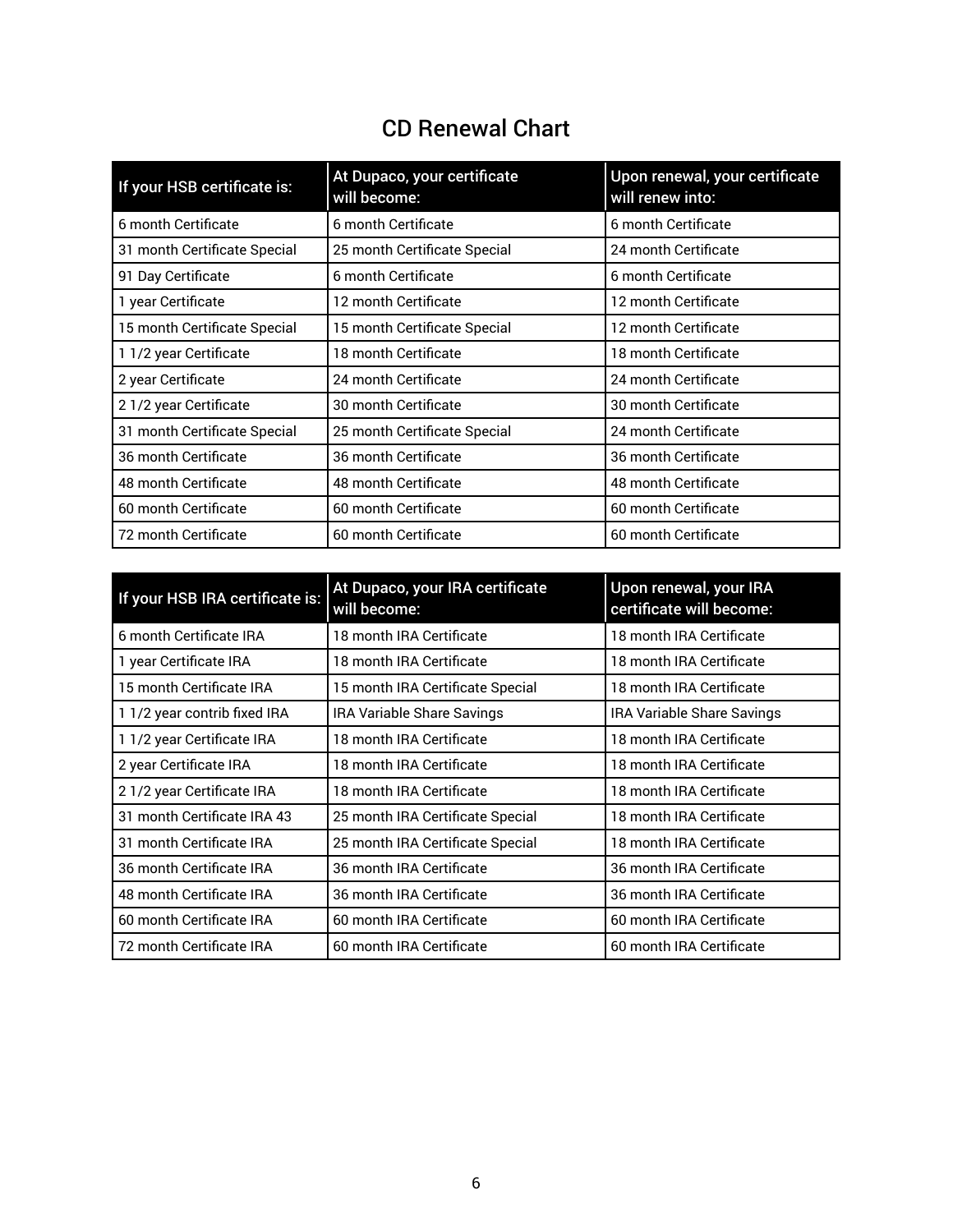# CD Renewal Chart

| If your HSB certificate is: | At Dupaco, your certificate will become: | Upon renewal, your certificate will renew into: |
| --- | --- | --- |
| 6 month Certificate | 6 month Certificate | 6 month Certificate |
| 31 month Certificate Special | 25 month Certificate Special | 24 month Certificate |
| 91 Day Certificate | 6 month Certificate | 6 month Certificate |
| 1 year Certificate | 12 month Certificate | 12 month Certificate |
| 15 month Certificate Special | 15 month Certificate Special | 12 month Certificate |
| 1 1/2 year Certificate | 18 month Certificate | 18 month Certificate |
| 2 year Certificate | 24 month Certificate | 24 month Certificate |
| 2 1/2 year Certificate | 30 month Certificate | 30 month Certificate |
| 31 month Certificate Special | 25 month Certificate Special | 24 month Certificate |
| 36 month Certificate | 36 month Certificate | 36 month Certificate |
| 48 month Certificate | 48 month Certificate | 48 month Certificate |
| 60 month Certificate | 60 month Certificate | 60 month Certificate |
| 72 month Certificate | 60 month Certificate | 60 month Certificate |

| If your HSB IRA certificate is: | At Dupaco, your IRA certificate will become: | Upon renewal, your IRA certificate will become: |
| --- | --- | --- |
| 6 month Certificate IRA | 18 month IRA Certificate | 18 month IRA Certificate |
| 1 year Certificate IRA | 18 month IRA Certificate | 18 month IRA Certificate |
| 15 month Certificate IRA | 15 month IRA Certificate Special | 18 month IRA Certificate |
| 1 1/2 year contrib fixed IRA | IRA Variable Share Savings | IRA Variable Share Savings |
| 1 1/2 year Certificate IRA | 18 month IRA Certificate | 18 month IRA Certificate |
| 2 year Certificate IRA | 18 month IRA Certificate | 18 month IRA Certificate |
| 2 1/2 year Certificate IRA | 18 month IRA Certificate | 18 month IRA Certificate |
| 31 month Certificate IRA 43 | 25 month IRA Certificate Special | 18 month IRA Certificate |
| 31 month Certificate IRA | 25 month IRA Certificate Special | 18 month IRA Certificate |
| 36 month Certificate IRA | 36 month IRA Certificate | 36 month IRA Certificate |
| 48 month Certificate IRA | 36 month IRA Certificate | 36 month IRA Certificate |
| 60 month Certificate IRA | 60 month IRA Certificate | 60 month IRA Certificate |
| 72 month Certificate IRA | 60 month IRA Certificate | 60 month IRA Certificate |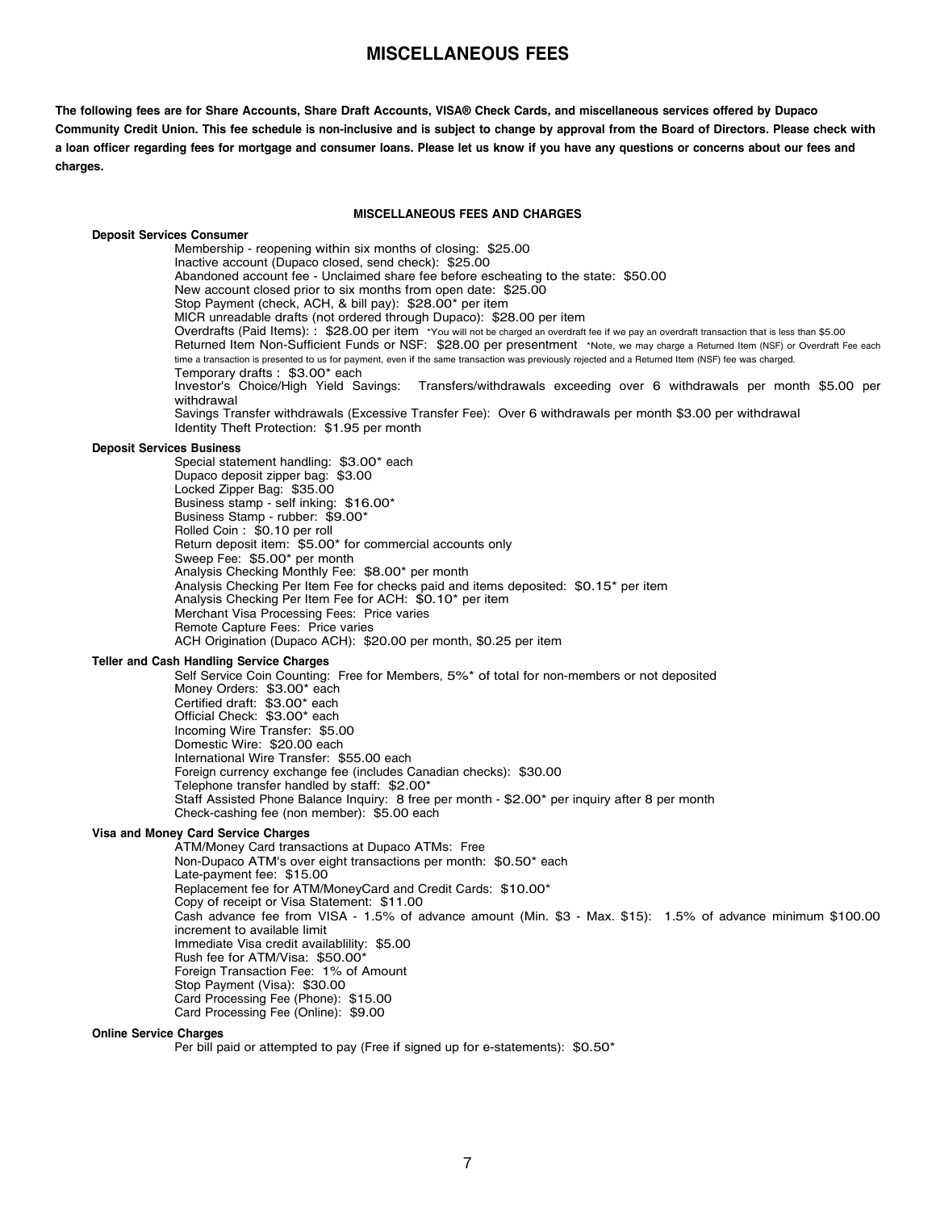# MISCELLANEOUS FEES

**The following fees are for Share Accounts, Share Draft Accounts, VISA® Check Cards, and miscellaneous services offered by Dupaco Community Credit Union. This fee schedule is non-inclusive and is subject to change by approval from the Board of Directors. Please check with a loan officer regarding fees for mortgage and consumer loans. Please let us know if you have any questions or concerns about our fees and charges.**

## MISCELLANEOUS FEES AND CHARGES

### Deposit Services Consumer

Membership - reopening within six months of closing: $25.00
Inactive account (Dupaco closed, send check): $25.00
Abandoned account fee - Unclaimed share fee before escheating to the state: $50.00
New account closed prior to six months from open date: $25.00
Stop Payment (check, ACH, & bill pay): $28.00* per item
MICR unreadable drafts (not ordered through Dupaco): $28.00 per item
Overdrafts (Paid Items): : $28.00 per item *You will not be charged an overdraft fee if we pay an overdraft transaction that is less than $5.00
Returned Item Non-Sufficient Funds or NSF: $28.00 per presentment *Note, we may charge a Returned Item (NSF) or Overdraft Fee each time a transaction is presented to us for payment, even if the same transaction was previously rejected and a Returned Item (NSF) fee was charged.
Temporary drafts : $3.00* each
Investor's Choice/High Yield Savings: Transfers/withdrawals exceeding over 6 withdrawals per month $5.00 per withdrawal
Savings Transfer withdrawals (Excessive Transfer Fee): Over 6 withdrawals per month $3.00 per withdrawal
Identity Theft Protection: $1.95 per month

### Deposit Services Business

Special statement handling: $3.00* each
Dupaco deposit zipper bag: $3.00
Locked Zipper Bag: $35.00
Business stamp - self inking: $16.00*
Business Stamp - rubber: $9.00*
Rolled Coin : $0.10 per roll
Return deposit item: $5.00* for commercial accounts only
Sweep Fee: $5.00* per month
Analysis Checking Monthly Fee: $8.00* per month
Analysis Checking Per Item Fee for checks paid and items deposited: $0.15* per item
Analysis Checking Per Item Fee for ACH: $0.10* per item
Merchant Visa Processing Fees: Price varies
Remote Capture Fees: Price varies
ACH Origination (Dupaco ACH): $20.00 per month, $0.25 per item

### Teller and Cash Handling Service Charges

Self Service Coin Counting: Free for Members, 5%* of total for non-members or not deposited
Money Orders: $3.00* each
Certified draft: $3.00* each
Official Check: $3.00* each
Incoming Wire Transfer: $5.00
Domestic Wire: $20.00 each
International Wire Transfer: $55.00 each
Foreign currency exchange fee (includes Canadian checks): $30.00
Telephone transfer handled by staff: $2.00*
Staff Assisted Phone Balance Inquiry: 8 free per month - $2.00* per inquiry after 8 per month
Check-cashing fee (non member): $5.00 each

### Visa and Money Card Service Charges

ATM/Money Card transactions at Dupaco ATMs: Free
Non-Dupaco ATM's over eight transactions per month: $0.50* each
Late-payment fee: $15.00
Replacement fee for ATM/MoneyCard and Credit Cards: $10.00*
Copy of receipt or Visa Statement: $11.00
Cash advance fee from VISA - 1.5% of advance amount (Min. $3 - Max. $15): 1.5% of advance minimum $100.00 increment to available limit
Immediate Visa credit availablility: $5.00
Rush fee for ATM/Visa: $50.00*
Foreign Transaction Fee: 1% of Amount
Stop Payment (Visa): $30.00
Card Processing Fee (Phone): $15.00
Card Processing Fee (Online): $9.00

### Online Service Charges

Per bill paid or attempted to pay (Free if signed up for e-statements): $0.50*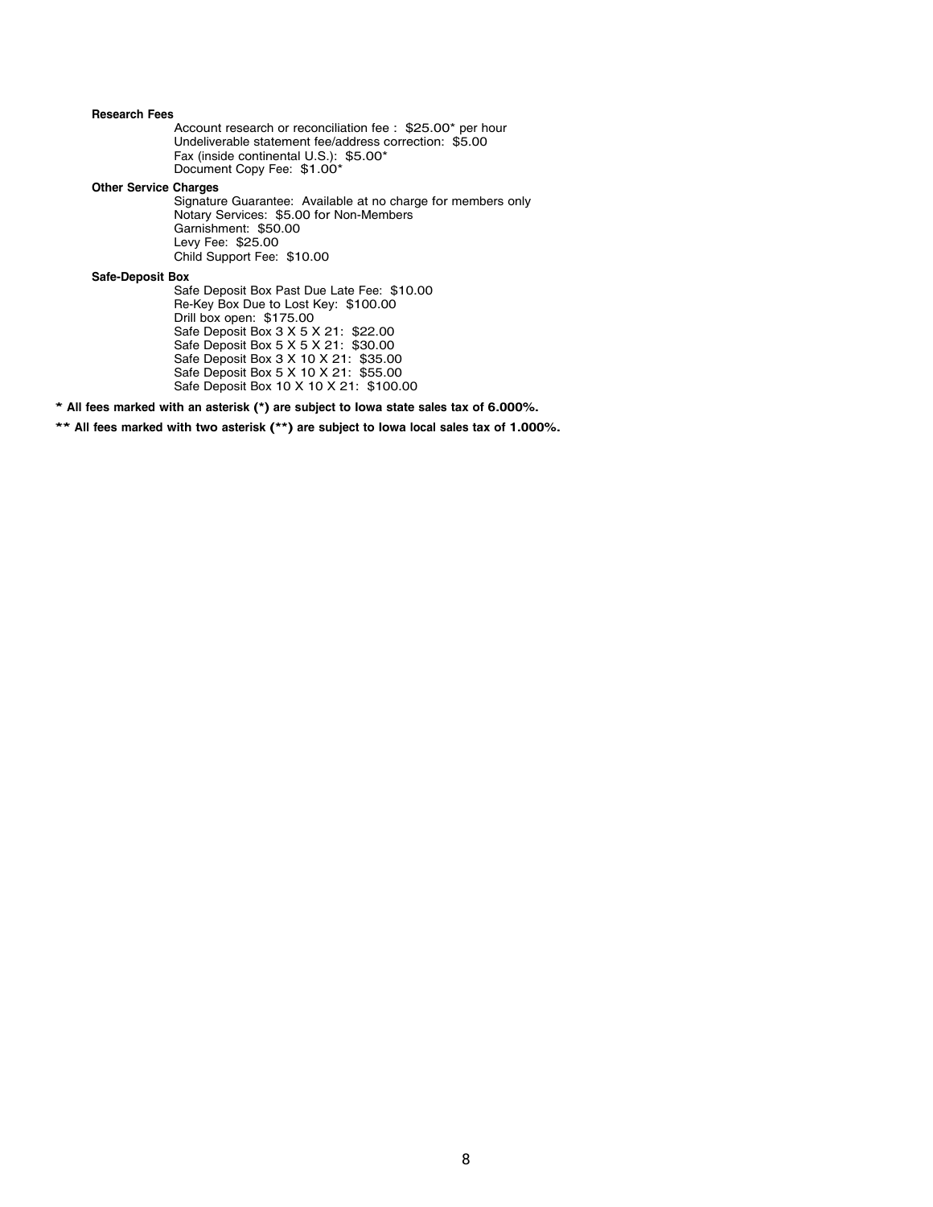**Research Fees**

Account research or reconciliation fee : $25.00* per hour
Undeliverable statement fee/address correction: $5.00
Fax (inside continental U.S.): $5.00*
Document Copy Fee: $1.00*

**Other Service Charges**

Signature Guarantee: Available at no charge for members only
Notary Services: $5.00 for Non-Members
Garnishment: $50.00
Levy Fee: $25.00
Child Support Fee: $10.00

**Safe-Deposit Box**

Safe Deposit Box Past Due Late Fee: $10.00
Re-Key Box Due to Lost Key: $100.00
Drill box open: $175.00
Safe Deposit Box 3 X 5 X 21: $22.00
Safe Deposit Box 5 X 5 X 21: $30.00
Safe Deposit Box 3 X 10 X 21: $35.00
Safe Deposit Box 5 X 10 X 21: $55.00
Safe Deposit Box 10 X 10 X 21: $100.00

**\* All fees marked with an asterisk (\*) are subject to Iowa state sales tax of 6.000%.**

**\*\* All fees marked with two asterisk (\*\*) are subject to Iowa local sales tax of 1.000%.**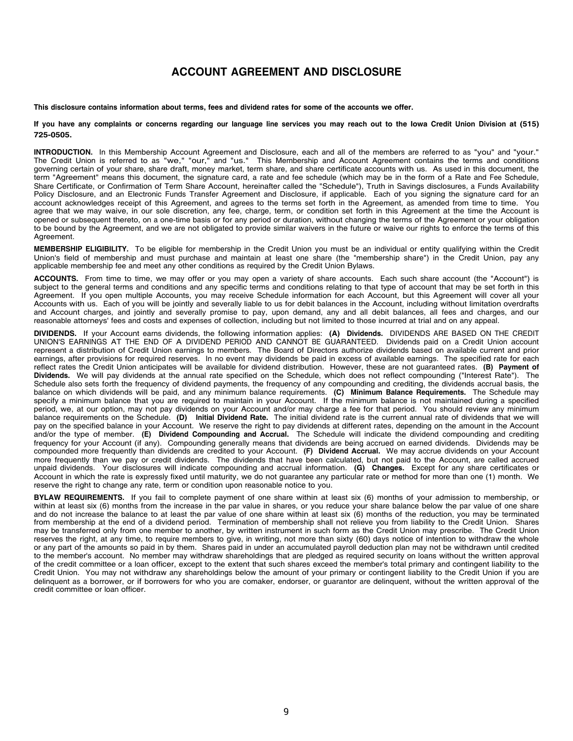# ACCOUNT AGREEMENT AND DISCLOSURE

**This disclosure contains information about terms, fees and dividend rates for some of the accounts we offer.**

**If you have any complaints or concerns regarding our language line services you may reach out to the Iowa Credit Union Division at (515) 725-0505.**

**INTRODUCTION.** In this Membership Account Agreement and Disclosure, each and all of the members are referred to as "you" and "your." The Credit Union is referred to as "we," "our," and "us." This Membership and Account Agreement contains the terms and conditions governing certain of your share, share draft, money market, term share, and share certificate accounts with us. As used in this document, the term "Agreement" means this document, the signature card, a rate and fee schedule (which may be in the form of a Rate and Fee Schedule, Share Certificate, or Confirmation of Term Share Account, hereinafter called the "Schedule"), Truth in Savings disclosures, a Funds Availability Policy Disclosure, and an Electronic Funds Transfer Agreement and Disclosure, if applicable. Each of you signing the signature card for an account acknowledges receipt of this Agreement, and agrees to the terms set forth in the Agreement, as amended from time to time. You agree that we may waive, in our sole discretion, any fee, charge, term, or condition set forth in this Agreement at the time the Account is opened or subsequent thereto, on a one-time basis or for any period or duration, without changing the terms of the Agreement or your obligation to be bound by the Agreement, and we are not obligated to provide similar waivers in the future or waive our rights to enforce the terms of this Agreement.

**MEMBERSHIP ELIGIBILITY.** To be eligible for membership in the Credit Union you must be an individual or entity qualifying within the Credit Union's field of membership and must purchase and maintain at least one share (the "membership share") in the Credit Union, pay any applicable membership fee and meet any other conditions as required by the Credit Union Bylaws.

**ACCOUNTS.** From time to time, we may offer or you may open a variety of share accounts. Each such share account (the "Account") is subject to the general terms and conditions and any specific terms and conditions relating to that type of account that may be set forth in this Agreement. If you open multiple Accounts, you may receive Schedule information for each Account, but this Agreement will cover all your Accounts with us. Each of you will be jointly and severally liable to us for debit balances in the Account, including without limitation overdrafts and Account charges, and jointly and severally promise to pay, upon demand, any and all debit balances, all fees and charges, and our reasonable attorneys' fees and costs and expenses of collection, including but not limited to those incurred at trial and on any appeal.

**DIVIDENDS.** If your Account earns dividends, the following information applies: **(A) Dividends.** DIVIDENDS ARE BASED ON THE CREDIT UNION'S EARNINGS AT THE END OF A DIVIDEND PERIOD AND CANNOT BE GUARANTEED. Dividends paid on a Credit Union account represent a distribution of Credit Union earnings to members. The Board of Directors authorize dividends based on available current and prior earnings, after provisions for required reserves. In no event may dividends be paid in excess of available earnings. The specified rate for each reflect rates the Credit Union anticipates will be available for dividend distribution. However, these are not guaranteed rates. **(B) Payment of Dividends.** We will pay dividends at the annual rate specified on the Schedule, which does not reflect compounding ("Interest Rate"). The Schedule also sets forth the frequency of dividend payments, the frequency of any compounding and crediting, the dividends accrual basis, the balance on which dividends will be paid, and any minimum balance requirements. **(C) Minimum Balance Requirements.** The Schedule may specify a minimum balance that you are required to maintain in your Account. If the minimum balance is not maintained during a specified period, we, at our option, may not pay dividends on your Account and/or may charge a fee for that period. You should review any minimum balance requirements on the Schedule. **(D) Initial Dividend Rate.** The initial dividend rate is the current annual rate of dividends that we will pay on the specified balance in your Account. We reserve the right to pay dividends at different rates, depending on the amount in the Account and/or the type of member. **(E) Dividend Compounding and Accrual.** The Schedule will indicate the dividend compounding and crediting frequency for your Account (if any). Compounding generally means that dividends are being accrued on earned dividends. Dividends may be compounded more frequently than dividends are credited to your Account. **(F) Dividend Accrual.** We may accrue dividends on your Account more frequently than we pay or credit dividends. The dividends that have been calculated, but not paid to the Account, are called accrued unpaid dividends. Your disclosures will indicate compounding and accrual information. **(G) Changes.** Except for any share certificates or Account in which the rate is expressly fixed until maturity, we do not guarantee any particular rate or method for more than one (1) month. We reserve the right to change any rate, term or condition upon reasonable notice to you.

**BYLAW REQUIREMENTS.** If you fail to complete payment of one share within at least six (6) months of your admission to membership, or within at least six (6) months from the increase in the par value in shares, or you reduce your share balance below the par value of one share and do not increase the balance to at least the par value of one share within at least six (6) months of the reduction, you may be terminated from membership at the end of a dividend period. Termination of membership shall not relieve you from liability to the Credit Union. Shares may be transferred only from one member to another, by written instrument in such form as the Credit Union may prescribe. The Credit Union reserves the right, at any time, to require members to give, in writing, not more than sixty (60) days notice of intention to withdraw the whole or any part of the amounts so paid in by them. Shares paid in under an accumulated payroll deduction plan may not be withdrawn until credited to the member's account. No member may withdraw shareholdings that are pledged as required security on loans without the written approval of the credit committee or a loan officer, except to the extent that such shares exceed the member's total primary and contingent liability to the Credit Union. You may not withdraw any shareholdings below the amount of your primary or contingent liability to the Credit Union if you are delinquent as a borrower, or if borrowers for who you are comaker, endorser, or guarantor are delinquent, without the written approval of the credit committee or loan officer.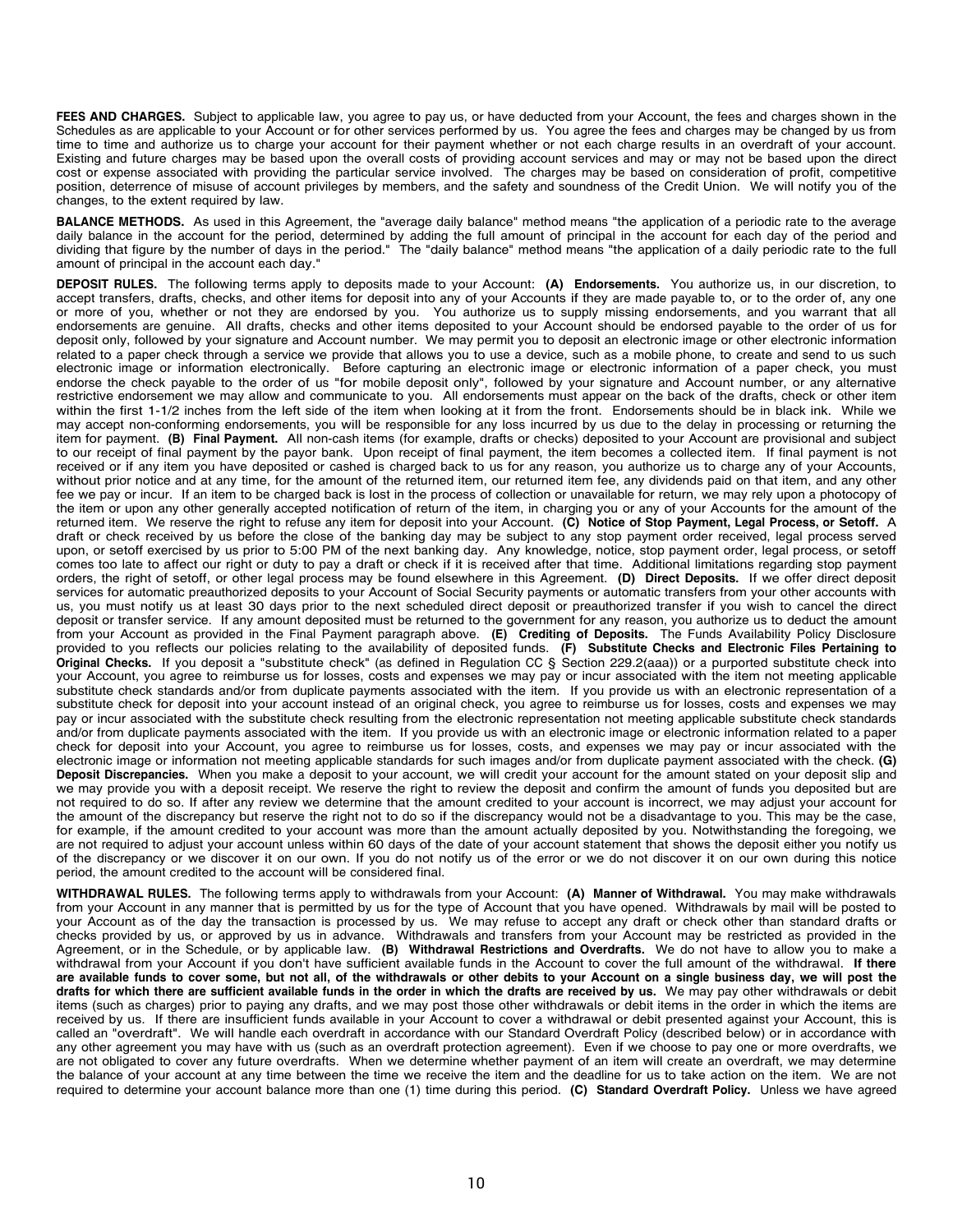**FEES AND CHARGES.** Subject to applicable law, you agree to pay us, or have deducted from your Account, the fees and charges shown in the Schedules as are applicable to your Account or for other services performed by us. You agree the fees and charges may be changed by us from time to time and authorize us to charge your account for their payment whether or not each charge results in an overdraft of your account. Existing and future charges may be based upon the overall costs of providing account services and may or may not be based upon the direct cost or expense associated with providing the particular service involved. The charges may be based on consideration of profit, competitive position, deterrence of misuse of account privileges by members, and the safety and soundness of the Credit Union. We will notify you of the changes, to the extent required by law.

**BALANCE METHODS.** As used in this Agreement, the "average daily balance" method means "the application of a periodic rate to the average daily balance in the account for the period, determined by adding the full amount of principal in the account for each day of the period and dividing that figure by the number of days in the period." The "daily balance" method means "the application of a daily periodic rate to the full amount of principal in the account each day."

**DEPOSIT RULES.** The following terms apply to deposits made to your Account: **(A) Endorsements.** You authorize us, in our discretion, to accept transfers, drafts, checks, and other items for deposit into any of your Accounts if they are made payable to, or to the order of, any one or more of you, whether or not they are endorsed by you. You authorize us to supply missing endorsements, and you warrant that all endorsements are genuine. All drafts, checks and other items deposited to your Account should be endorsed payable to the order of us for deposit only, followed by your signature and Account number. We may permit you to deposit an electronic image or other electronic information related to a paper check through a service we provide that allows you to use a device, such as a mobile phone, to create and send to us such electronic image or information electronically. Before capturing an electronic image or electronic information of a paper check, you must endorse the check payable to the order of us "for mobile deposit only", followed by your signature and Account number, or any alternative restrictive endorsement we may allow and communicate to you. All endorsements must appear on the back of the drafts, check or other item within the first 1-1/2 inches from the left side of the item when looking at it from the front. Endorsements should be in black ink. While we may accept non-conforming endorsements, you will be responsible for any loss incurred by us due to the delay in processing or returning the item for payment. **(B) Final Payment.** All non-cash items (for example, drafts or checks) deposited to your Account are provisional and subject to our receipt of final payment by the payor bank. Upon receipt of final payment, the item becomes a collected item. If final payment is not received or if any item you have deposited or cashed is charged back to us for any reason, you authorize us to charge any of your Accounts, without prior notice and at any time, for the amount of the returned item, our returned item fee, any dividends paid on that item, and any other fee we pay or incur. If an item to be charged back is lost in the process of collection or unavailable for return, we may rely upon a photocopy of the item or upon any other generally accepted notification of return of the item, in charging you or any of your Accounts for the amount of the returned item. We reserve the right to refuse any item for deposit into your Account. **(C) Notice of Stop Payment, Legal Process, or Setoff.** A draft or check received by us before the close of the banking day may be subject to any stop payment order received, legal process served upon, or setoff exercised by us prior to 5:00 PM of the next banking day. Any knowledge, notice, stop payment order, legal process, or setoff comes too late to affect our right or duty to pay a draft or check if it is received after that time. Additional limitations regarding stop payment orders, the right of setoff, or other legal process may be found elsewhere in this Agreement. **(D) Direct Deposits.** If we offer direct deposit services for automatic preauthorized deposits to your Account of Social Security payments or automatic transfers from your other accounts with us, you must notify us at least 30 days prior to the next scheduled direct deposit or preauthorized transfer if you wish to cancel the direct deposit or transfer service. If any amount deposited must be returned to the government for any reason, you authorize us to deduct the amount from your Account as provided in the Final Payment paragraph above. **(E) Crediting of Deposits.** The Funds Availability Policy Disclosure provided to you reflects our policies relating to the availability of deposited funds. **(F) Substitute Checks and Electronic Files Pertaining to Original Checks.** If you deposit a "substitute check" (as defined in Regulation CC § Section 229.2(aaa)) or a purported substitute check into your Account, you agree to reimburse us for losses, costs and expenses we may pay or incur associated with the item not meeting applicable substitute check standards and/or from duplicate payments associated with the item. If you provide us with an electronic representation of a substitute check for deposit into your account instead of an original check, you agree to reimburse us for losses, costs and expenses we may pay or incur associated with the substitute check resulting from the electronic representation not meeting applicable substitute check standards and/or from duplicate payments associated with the item. If you provide us with an electronic image or electronic information related to a paper check for deposit into your Account, you agree to reimburse us for losses, costs, and expenses we may pay or incur associated with the electronic image or information not meeting applicable standards for such images and/or from duplicate payment associated with the check. **(G) Deposit Discrepancies.** When you make a deposit to your account, we will credit your account for the amount stated on your deposit slip and we may provide you with a deposit receipt. We reserve the right to review the deposit and confirm the amount of funds you deposited but are not required to do so. If after any review we determine that the amount credited to your account is incorrect, we may adjust your account for the amount of the discrepancy but reserve the right not to do so if the discrepancy would not be a disadvantage to you. This may be the case, for example, if the amount credited to your account was more than the amount actually deposited by you. Notwithstanding the foregoing, we are not required to adjust your account unless within 60 days of the date of your account statement that shows the deposit either you notify us of the discrepancy or we discover it on our own. If you do not notify us of the error or we do not discover it on our own during this notice period, the amount credited to the account will be considered final.

**WITHDRAWAL RULES.** The following terms apply to withdrawals from your Account: **(A) Manner of Withdrawal.** You may make withdrawals from your Account in any manner that is permitted by us for the type of Account that you have opened. Withdrawals by mail will be posted to your Account as of the day the transaction is processed by us. We may refuse to accept any draft or check other than standard drafts or checks provided by us, or approved by us in advance. Withdrawals and transfers from your Account may be restricted as provided in the Agreement, or in the Schedule, or by applicable law. **(B) Withdrawal Restrictions and Overdrafts.** We do not have to allow you to make a withdrawal from your Account if you don't have sufficient available funds in the Account to cover the full amount of the withdrawal. **If there are available funds to cover some, but not all, of the withdrawals or other debits to your Account on a single business day, we will post the drafts for which there are sufficient available funds in the order in which the drafts are received by us.** We may pay other withdrawals or debit items (such as charges) prior to paying any drafts, and we may post those other withdrawals or debit items in the order in which the items are received by us. If there are insufficient funds available in your Account to cover a withdrawal or debit presented against your Account, this is called an "overdraft". We will handle each overdraft in accordance with our Standard Overdraft Policy (described below) or in accordance with any other agreement you may have with us (such as an overdraft protection agreement). Even if we choose to pay one or more overdrafts, we are not obligated to cover any future overdrafts. When we determine whether payment of an item will create an overdraft, we may determine the balance of your account at any time between the time we receive the item and the deadline for us to take action on the item. We are not required to determine your account balance more than one (1) time during this period. **(C) Standard Overdraft Policy.** Unless we have agreed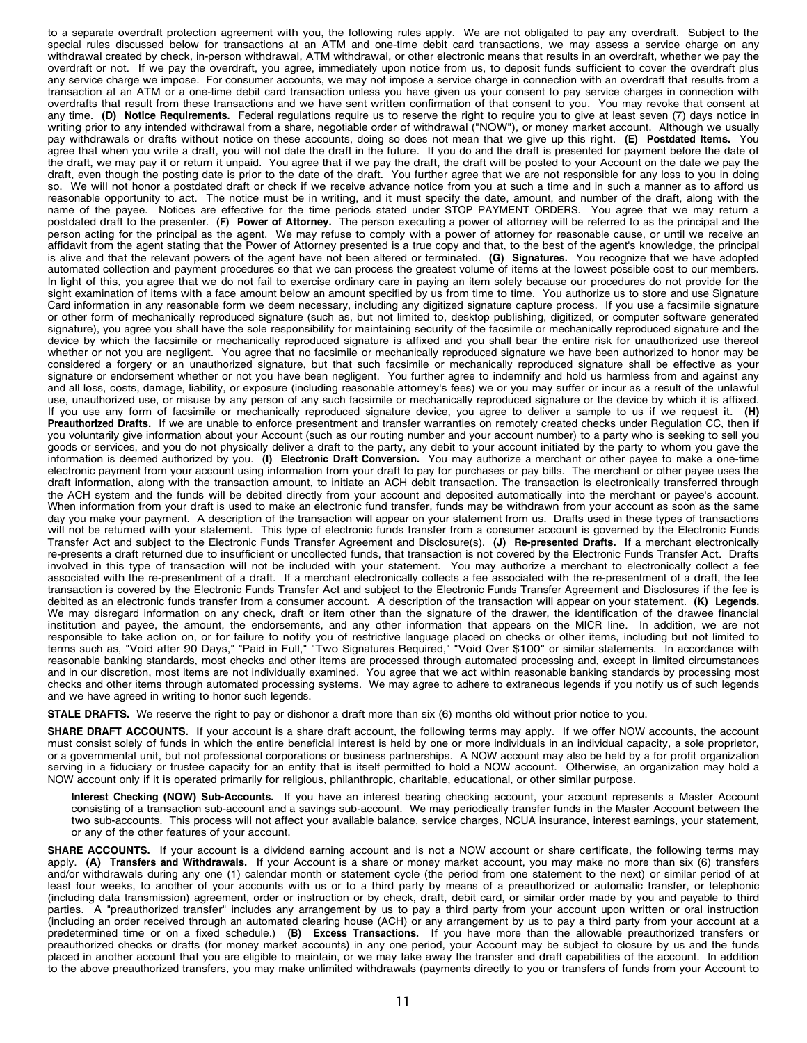to a separate overdraft protection agreement with you, the following rules apply. We are not obligated to pay any overdraft. Subject to the special rules discussed below for transactions at an ATM and one-time debit card transactions, we may assess a service charge on any withdrawal created by check, in-person withdrawal, ATM withdrawal, or other electronic means that results in an overdraft, whether we pay the overdraft or not. If we pay the overdraft, you agree, immediately upon notice from us, to deposit funds sufficient to cover the overdraft plus any service charge we impose. For consumer accounts, we may not impose a service charge in connection with an overdraft that results from a transaction at an ATM or a one-time debit card transaction unless you have given us your consent to pay service charges in connection with overdrafts that result from these transactions and we have sent written confirmation of that consent to you. You may revoke that consent at any time. **(D) Notice Requirements.** Federal regulations require us to reserve the right to require you to give at least seven (7) days notice in writing prior to any intended withdrawal from a share, negotiable order of withdrawal ("NOW"), or money market account. Although we usually pay withdrawals or drafts without notice on these accounts, doing so does not mean that we give up this right. **(E) Postdated Items.** You agree that when you write a draft, you will not date the draft in the future. If you do and the draft is presented for payment before the date of the draft, we may pay it or return it unpaid. You agree that if we pay the draft, the draft will be posted to your Account on the date we pay the draft, even though the posting date is prior to the date of the draft. You further agree that we are not responsible for any loss to you in doing so. We will not honor a postdated draft or check if we receive advance notice from you at such a time and in such a manner as to afford us reasonable opportunity to act. The notice must be in writing, and it must specify the date, amount, and number of the draft, along with the name of the payee. Notices are effective for the time periods stated under STOP PAYMENT ORDERS. You agree that we may return a postdated draft to the presenter. **(F) Power of Attorney.** The person executing a power of attorney will be referred to as the principal and the person acting for the principal as the agent. We may refuse to comply with a power of attorney for reasonable cause, or until we receive an affidavit from the agent stating that the Power of Attorney presented is a true copy and that, to the best of the agent's knowledge, the principal is alive and that the relevant powers of the agent have not been altered or terminated. **(G) Signatures.** You recognize that we have adopted automated collection and payment procedures so that we can process the greatest volume of items at the lowest possible cost to our members. In light of this, you agree that we do not fail to exercise ordinary care in paying an item solely because our procedures do not provide for the sight examination of items with a face amount below an amount specified by us from time to time. You authorize us to store and use Signature Card information in any reasonable form we deem necessary, including any digitized signature capture process. If you use a facsimile signature or other form of mechanically reproduced signature (such as, but not limited to, desktop publishing, digitized, or computer software generated signature), you agree you shall have the sole responsibility for maintaining security of the facsimile or mechanically reproduced signature and the device by which the facsimile or mechanically reproduced signature is affixed and you shall bear the entire risk for unauthorized use thereof whether or not you are negligent. You agree that no facsimile or mechanically reproduced signature we have been authorized to honor may be considered a forgery or an unauthorized signature, but that such facsimile or mechanically reproduced signature shall be effective as your signature or endorsement whether or not you have been negligent. You further agree to indemnify and hold us harmless from and against any and all loss, costs, damage, liability, or exposure (including reasonable attorney's fees) we or you may suffer or incur as a result of the unlawful use, unauthorized use, or misuse by any person of any such facsimile or mechanically reproduced signature or the device by which it is affixed. If you use any form of facsimile or mechanically reproduced signature device, you agree to deliver a sample to us if we request it. **(H) Preauthorized Drafts.** If we are unable to enforce presentment and transfer warranties on remotely created checks under Regulation CC, then if you voluntarily give information about your Account (such as our routing number and your account number) to a party who is seeking to sell you goods or services, and you do not physically deliver a draft to the party, any debit to your account initiated by the party to whom you gave the information is deemed authorized by you. **(I) Electronic Draft Conversion.** You may authorize a merchant or other payee to make a one-time electronic payment from your account using information from your draft to pay for purchases or pay bills. The merchant or other payee uses the draft information, along with the transaction amount, to initiate an ACH debit transaction. The transaction is electronically transferred through the ACH system and the funds will be debited directly from your account and deposited automatically into the merchant or payee's account. When information from your draft is used to make an electronic fund transfer, funds may be withdrawn from your account as soon as the same day you make your payment. A description of the transaction will appear on your statement from us. Drafts used in these types of transactions will not be returned with your statement. This type of electronic funds transfer from a consumer account is governed by the Electronic Funds Transfer Act and subject to the Electronic Funds Transfer Agreement and Disclosure(s). **(J) Re-presented Drafts.** If a merchant electronically re-presents a draft returned due to insufficient or uncollected funds, that transaction is not covered by the Electronic Funds Transfer Act. Drafts involved in this type of transaction will not be included with your statement. You may authorize a merchant to electronically collect a fee associated with the re-presentment of a draft. If a merchant electronically collects a fee associated with the re-presentment of a draft, the fee transaction is covered by the Electronic Funds Transfer Act and subject to the Electronic Funds Transfer Agreement and Disclosures if the fee is debited as an electronic funds transfer from a consumer account. A description of the transaction will appear on your statement. **(K) Legends.** We may disregard information on any check, draft or item other than the signature of the drawer, the identification of the drawee financial institution and payee, the amount, the endorsements, and any other information that appears on the MICR line. In addition, we are not responsible to take action on, or for failure to notify you of restrictive language placed on checks or other items, including but not limited to terms such as, "Void after 90 Days," "Paid in Full," "Two Signatures Required," "Void Over $100" or similar statements. In accordance with reasonable banking standards, most checks and other items are processed through automated processing and, except in limited circumstances and in our discretion, most items are not individually examined. You agree that we act within reasonable banking standards by processing most checks and other items through automated processing systems. We may agree to adhere to extraneous legends if you notify us of such legends and we have agreed in writing to honor such legends.

**STALE DRAFTS.** We reserve the right to pay or dishonor a draft more than six (6) months old without prior notice to you.

**SHARE DRAFT ACCOUNTS.** If your account is a share draft account, the following terms may apply. If we offer NOW accounts, the account must consist solely of funds in which the entire beneficial interest is held by one or more individuals in an individual capacity, a sole proprietor, or a governmental unit, but not professional corporations or business partnerships. A NOW account may also be held by a for profit organization serving in a fiduciary or trustee capacity for an entity that is itself permitted to hold a NOW account. Otherwise, an organization may hold a NOW account only if it is operated primarily for religious, philanthropic, charitable, educational, or other similar purpose.

**Interest Checking (NOW) Sub-Accounts.** If you have an interest bearing checking account, your account represents a Master Account consisting of a transaction sub-account and a savings sub-account. We may periodically transfer funds in the Master Account between the two sub-accounts. This process will not affect your available balance, service charges, NCUA insurance, interest earnings, your statement, or any of the other features of your account.

**SHARE ACCOUNTS.** If your account is a dividend earning account and is not a NOW account or share certificate, the following terms may apply. **(A) Transfers and Withdrawals.** If your Account is a share or money market account, you may make no more than six (6) transfers and/or withdrawals during any one (1) calendar month or statement cycle (the period from one statement to the next) or similar period of at least four weeks, to another of your accounts with us or to a third party by means of a preauthorized or automatic transfer, or telephonic (including data transmission) agreement, order or instruction or by check, draft, debit card, or similar order made by you and payable to third parties. A "preauthorized transfer" includes any arrangement by us to pay a third party from your account upon written or oral instruction (including an order received through an automated clearing house (ACH) or any arrangement by us to pay a third party from your account at a predetermined time or on a fixed schedule.) **(B) Excess Transactions.** If you have more than the allowable preauthorized transfers or preauthorized checks or drafts (for money market accounts) in any one period, your Account may be subject to closure by us and the funds placed in another account that you are eligible to maintain, or we may take away the transfer and draft capabilities of the account. In addition to the above preauthorized transfers, you may make unlimited withdrawals (payments directly to you or transfers of funds from your Account to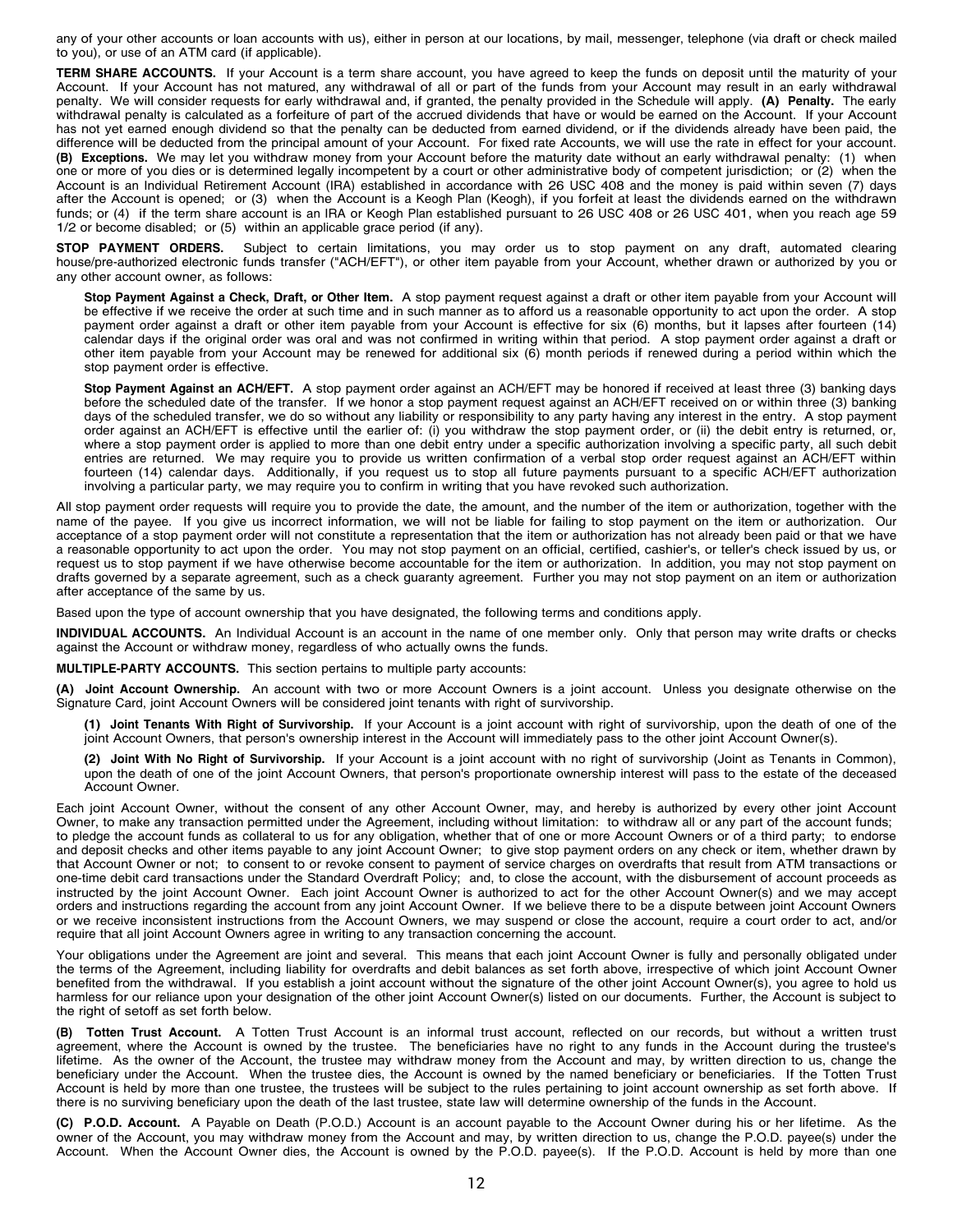any of your other accounts or loan accounts with us), either in person at our locations, by mail, messenger, telephone (via draft or check mailed to you), or use of an ATM card (if applicable).

**TERM SHARE ACCOUNTS.** If your Account is a term share account, you have agreed to keep the funds on deposit until the maturity of your Account. If your Account has not matured, any withdrawal of all or part of the funds from your Account may result in an early withdrawal penalty. We will consider requests for early withdrawal and, if granted, the penalty provided in the Schedule will apply. **(A) Penalty.** The early withdrawal penalty is calculated as a forfeiture of part of the accrued dividends that have or would be earned on the Account. If your Account has not yet earned enough dividend so that the penalty can be deducted from earned dividend, or if the dividends already have been paid, the difference will be deducted from the principal amount of your Account. For fixed rate Accounts, we will use the rate in effect for your account. **(B) Exceptions.** We may let you withdraw money from your Account before the maturity date without an early withdrawal penalty: (1) when one or more of you dies or is determined legally incompetent by a court or other administrative body of competent jurisdiction; or (2) when the Account is an Individual Retirement Account (IRA) established in accordance with 26 USC 408 and the money is paid within seven (7) days after the Account is opened; or (3) when the Account is a Keogh Plan (Keogh), if you forfeit at least the dividends earned on the withdrawn funds; or (4) if the term share account is an IRA or Keogh Plan established pursuant to 26 USC 408 or 26 USC 401, when you reach age 59 1/2 or become disabled; or (5) within an applicable grace period (if any).

**STOP PAYMENT ORDERS.** Subject to certain limitations, you may order us to stop payment on any draft, automated clearing house/pre-authorized electronic funds transfer ("ACH/EFT"), or other item payable from your Account, whether drawn or authorized by you or any other account owner, as follows:

**Stop Payment Against a Check, Draft, or Other Item.** A stop payment request against a draft or other item payable from your Account will be effective if we receive the order at such time and in such manner as to afford us a reasonable opportunity to act upon the order. A stop payment order against a draft or other item payable from your Account is effective for six (6) months, but it lapses after fourteen (14) calendar days if the original order was oral and was not confirmed in writing within that period. A stop payment order against a draft or other item payable from your Account may be renewed for additional six (6) month periods if renewed during a period within which the stop payment order is effective.

**Stop Payment Against an ACH/EFT.** A stop payment order against an ACH/EFT may be honored if received at least three (3) banking days before the scheduled date of the transfer. If we honor a stop payment request against an ACH/EFT received on or within three (3) banking days of the scheduled transfer, we do so without any liability or responsibility to any party having any interest in the entry. A stop payment order against an ACH/EFT is effective until the earlier of: (i) you withdraw the stop payment order, or (ii) the debit entry is returned, or, where a stop payment order is applied to more than one debit entry under a specific authorization involving a specific party, all such debit entries are returned. We may require you to provide us written confirmation of a verbal stop order request against an ACH/EFT within fourteen (14) calendar days. Additionally, if you request us to stop all future payments pursuant to a specific ACH/EFT authorization involving a particular party, we may require you to confirm in writing that you have revoked such authorization.

All stop payment order requests will require you to provide the date, the amount, and the number of the item or authorization, together with the name of the payee. If you give us incorrect information, we will not be liable for failing to stop payment on the item or authorization. Our acceptance of a stop payment order will not constitute a representation that the item or authorization has not already been paid or that we have a reasonable opportunity to act upon the order. You may not stop payment on an official, certified, cashier's, or teller's check issued by us, or request us to stop payment if we have otherwise become accountable for the item or authorization. In addition, you may not stop payment on drafts governed by a separate agreement, such as a check guaranty agreement. Further you may not stop payment on an item or authorization after acceptance of the same by us.

Based upon the type of account ownership that you have designated, the following terms and conditions apply.

**INDIVIDUAL ACCOUNTS.** An Individual Account is an account in the name of one member only. Only that person may write drafts or checks against the Account or withdraw money, regardless of who actually owns the funds.

**MULTIPLE-PARTY ACCOUNTS.** This section pertains to multiple party accounts:

**(A) Joint Account Ownership.** An account with two or more Account Owners is a joint account. Unless you designate otherwise on the Signature Card, joint Account Owners will be considered joint tenants with right of survivorship.

**(1) Joint Tenants With Right of Survivorship.** If your Account is a joint account with right of survivorship, upon the death of one of the joint Account Owners, that person's ownership interest in the Account will immediately pass to the other joint Account Owner(s).

**(2) Joint With No Right of Survivorship.** If your Account is a joint account with no right of survivorship (Joint as Tenants in Common), upon the death of one of the joint Account Owners, that person's proportionate ownership interest will pass to the estate of the deceased Account Owner.

Each joint Account Owner, without the consent of any other Account Owner, may, and hereby is authorized by every other joint Account Owner, to make any transaction permitted under the Agreement, including without limitation: to withdraw all or any part of the account funds; to pledge the account funds as collateral to us for any obligation, whether that of one or more Account Owners or of a third party; to endorse and deposit checks and other items payable to any joint Account Owner; to give stop payment orders on any check or item, whether drawn by that Account Owner or not; to consent to or revoke consent to payment of service charges on overdrafts that result from ATM transactions or one-time debit card transactions under the Standard Overdraft Policy; and, to close the account, with the disbursement of account proceeds as instructed by the joint Account Owner. Each joint Account Owner is authorized to act for the other Account Owner(s) and we may accept orders and instructions regarding the account from any joint Account Owner. If we believe there to be a dispute between joint Account Owners or we receive inconsistent instructions from the Account Owners, we may suspend or close the account, require a court order to act, and/or require that all joint Account Owners agree in writing to any transaction concerning the account.

Your obligations under the Agreement are joint and several. This means that each joint Account Owner is fully and personally obligated under the terms of the Agreement, including liability for overdrafts and debit balances as set forth above, irrespective of which joint Account Owner benefited from the withdrawal. If you establish a joint account without the signature of the other joint Account Owner(s), you agree to hold us harmless for our reliance upon your designation of the other joint Account Owner(s) listed on our documents. Further, the Account is subject to the right of setoff as set forth below.

**(B) Totten Trust Account.** A Totten Trust Account is an informal trust account, reflected on our records, but without a written trust agreement, where the Account is owned by the trustee. The beneficiaries have no right to any funds in the Account during the trustee's lifetime. As the owner of the Account, the trustee may withdraw money from the Account and may, by written direction to us, change the beneficiary under the Account. When the trustee dies, the Account is owned by the named beneficiary or beneficiaries. If the Totten Trust Account is held by more than one trustee, the trustees will be subject to the rules pertaining to joint account ownership as set forth above. If there is no surviving beneficiary upon the death of the last trustee, state law will determine ownership of the funds in the Account.

**(C) P.O.D. Account.** A Payable on Death (P.O.D.) Account is an account payable to the Account Owner during his or her lifetime. As the owner of the Account, you may withdraw money from the Account and may, by written direction to us, change the P.O.D. payee(s) under the Account. When the Account Owner dies, the Account is owned by the P.O.D. payee(s). If the P.O.D. Account is held by more than one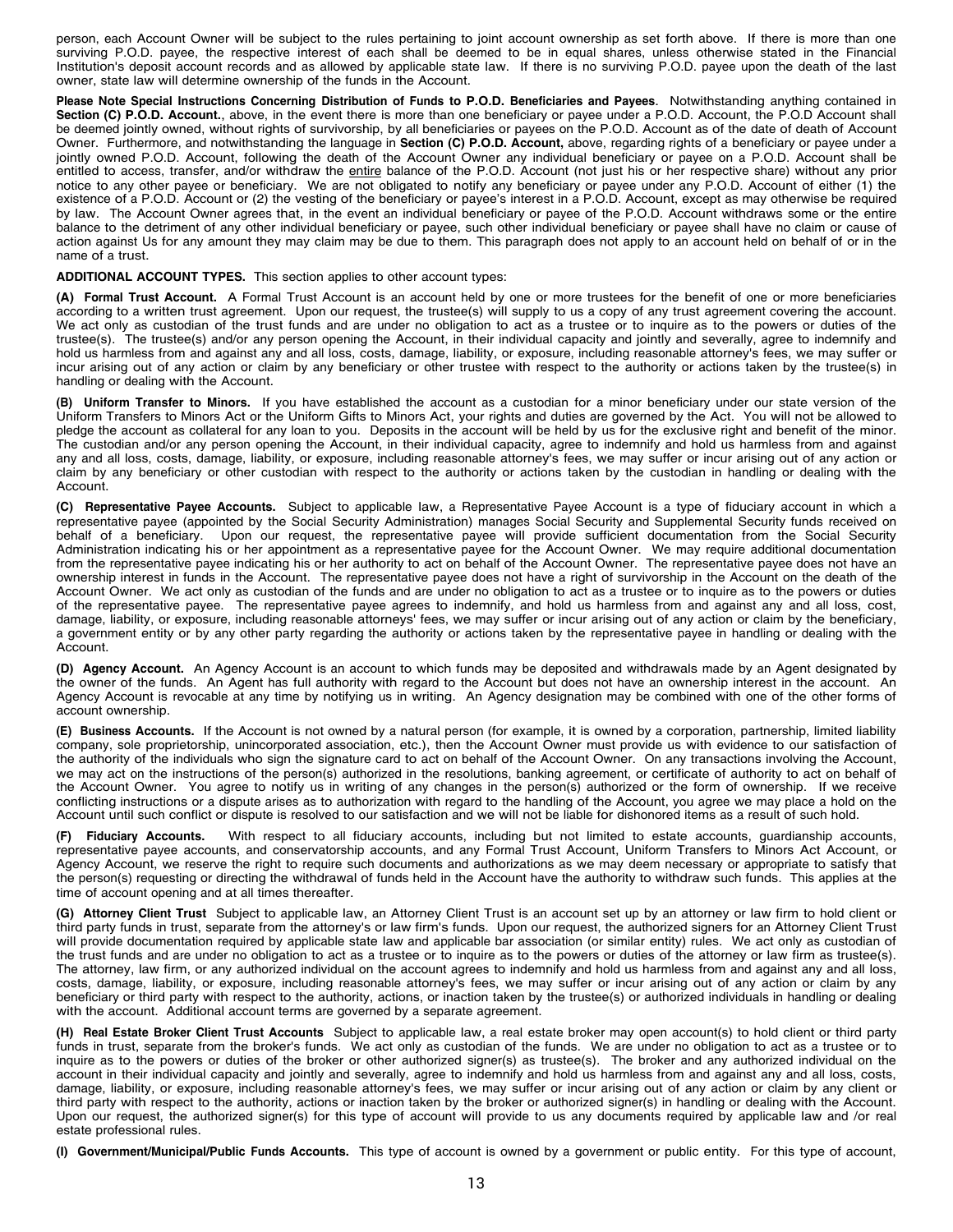person, each Account Owner will be subject to the rules pertaining to joint account ownership as set forth above. If there is more than one surviving P.O.D. payee, the respective interest of each shall be deemed to be in equal shares, unless otherwise stated in the Financial Institution's deposit account records and as allowed by applicable state law. If there is no surviving P.O.D. payee upon the death of the last owner, state law will determine ownership of the funds in the Account.

**Please Note Special Instructions Concerning Distribution of Funds to P.O.D. Beneficiaries and Payees.** Notwithstanding anything contained in **Section (C) P.O.D. Account.**, above, in the event there is more than one beneficiary or payee under a P.O.D. Account, the P.O.D Account shall be deemed jointly owned, without rights of survivorship, by all beneficiaries or payees on the P.O.D. Account as of the date of death of Account Owner. Furthermore, and notwithstanding the language in **Section (C) P.O.D. Account,** above, regarding rights of a beneficiary or payee under a jointly owned P.O.D. Account, following the death of the Account Owner any individual beneficiary or payee on a P.O.D. Account shall be entitled to access, transfer, and/or withdraw the entire balance of the P.O.D. Account (not just his or her respective share) without any prior notice to any other payee or beneficiary. We are not obligated to notify any beneficiary or payee under any P.O.D. Account of either (1) the existence of a P.O.D. Account or (2) the vesting of the beneficiary or payee's interest in a P.O.D. Account, except as may otherwise be required by law. The Account Owner agrees that, in the event an individual beneficiary or payee of the P.O.D. Account withdraws some or the entire balance to the detriment of any other individual beneficiary or payee, such other individual beneficiary or payee shall have no claim or cause of action against Us for any amount they may claim may be due to them. This paragraph does not apply to an account held on behalf of or in the name of a trust.

**ADDITIONAL ACCOUNT TYPES.** This section applies to other account types:

**(A) Formal Trust Account.** A Formal Trust Account is an account held by one or more trustees for the benefit of one or more beneficiaries according to a written trust agreement. Upon our request, the trustee(s) will supply to us a copy of any trust agreement covering the account. We act only as custodian of the trust funds and are under no obligation to act as a trustee or to inquire as to the powers or duties of the trustee(s). The trustee(s) and/or any person opening the Account, in their individual capacity and jointly and severally, agree to indemnify and hold us harmless from and against any and all loss, costs, damage, liability, or exposure, including reasonable attorney's fees, we may suffer or incur arising out of any action or claim by any beneficiary or other trustee with respect to the authority or actions taken by the trustee(s) in handling or dealing with the Account.

**(B) Uniform Transfer to Minors.** If you have established the account as a custodian for a minor beneficiary under our state version of the Uniform Transfers to Minors Act or the Uniform Gifts to Minors Act, your rights and duties are governed by the Act. You will not be allowed to pledge the account as collateral for any loan to you. Deposits in the account will be held by us for the exclusive right and benefit of the minor. The custodian and/or any person opening the Account, in their individual capacity, agree to indemnify and hold us harmless from and against any and all loss, costs, damage, liability, or exposure, including reasonable attorney's fees, we may suffer or incur arising out of any action or claim by any beneficiary or other custodian with respect to the authority or actions taken by the custodian in handling or dealing with the Account.

**(C) Representative Payee Accounts.** Subject to applicable law, a Representative Payee Account is a type of fiduciary account in which a representative payee (appointed by the Social Security Administration) manages Social Security and Supplemental Security funds received on behalf of a beneficiary. Upon our request, the representative payee will provide sufficient documentation from the Social Security Administration indicating his or her appointment as a representative payee for the Account Owner. We may require additional documentation from the representative payee indicating his or her authority to act on behalf of the Account Owner. The representative payee does not have an ownership interest in funds in the Account. The representative payee does not have a right of survivorship in the Account on the death of the Account Owner. We act only as custodian of the funds and are under no obligation to act as a trustee or to inquire as to the powers or duties of the representative payee. The representative payee agrees to indemnify, and hold us harmless from and against any and all loss, cost, damage, liability, or exposure, including reasonable attorneys' fees, we may suffer or incur arising out of any action or claim by the beneficiary, a government entity or by any other party regarding the authority or actions taken by the representative payee in handling or dealing with the Account.

**(D) Agency Account.** An Agency Account is an account to which funds may be deposited and withdrawals made by an Agent designated by the owner of the funds. An Agent has full authority with regard to the Account but does not have an ownership interest in the account. An Agency Account is revocable at any time by notifying us in writing. An Agency designation may be combined with one of the other forms of account ownership.

**(E) Business Accounts.** If the Account is not owned by a natural person (for example, it is owned by a corporation, partnership, limited liability company, sole proprietorship, unincorporated association, etc.), then the Account Owner must provide us with evidence to our satisfaction of the authority of the individuals who sign the signature card to act on behalf of the Account Owner. On any transactions involving the Account, we may act on the instructions of the person(s) authorized in the resolutions, banking agreement, or certificate of authority to act on behalf of the Account Owner. You agree to notify us in writing of any changes in the person(s) authorized or the form of ownership. If we receive conflicting instructions or a dispute arises as to authorization with regard to the handling of the Account, you agree we may place a hold on the Account until such conflict or dispute is resolved to our satisfaction and we will not be liable for dishonored items as a result of such hold.

**(F) Fiduciary Accounts.** With respect to all fiduciary accounts, including but not limited to estate accounts, guardianship accounts, representative payee accounts, and conservatorship accounts, and any Formal Trust Account, Uniform Transfers to Minors Act Account, or Agency Account, we reserve the right to require such documents and authorizations as we may deem necessary or appropriate to satisfy that the person(s) requesting or directing the withdrawal of funds held in the Account have the authority to withdraw such funds. This applies at the time of account opening and at all times thereafter.

**(G) Attorney Client Trust** Subject to applicable law, an Attorney Client Trust is an account set up by an attorney or law firm to hold client or third party funds in trust, separate from the attorney's or law firm's funds. Upon our request, the authorized signers for an Attorney Client Trust will provide documentation required by applicable state law and applicable bar association (or similar entity) rules. We act only as custodian of the trust funds and are under no obligation to act as a trustee or to inquire as to the powers or duties of the attorney or law firm as trustee(s). The attorney, law firm, or any authorized individual on the account agrees to indemnify and hold us harmless from and against any and all loss, costs, damage, liability, or exposure, including reasonable attorney's fees, we may suffer or incur arising out of any action or claim by any beneficiary or third party with respect to the authority, actions, or inaction taken by the trustee(s) or authorized individuals in handling or dealing with the account. Additional account terms are governed by a separate agreement.

**(H) Real Estate Broker Client Trust Accounts** Subject to applicable law, a real estate broker may open account(s) to hold client or third party funds in trust, separate from the broker's funds. We act only as custodian of the funds. We are under no obligation to act as a trustee or to inquire as to the powers or duties of the broker or other authorized signer(s) as trustee(s). The broker and any authorized individual on the account in their individual capacity and jointly and severally, agree to indemnify and hold us harmless from and against any and all loss, costs, damage, liability, or exposure, including reasonable attorney's fees, we may suffer or incur arising out of any action or claim by any client or third party with respect to the authority, actions or inaction taken by the broker or authorized signer(s) in handling or dealing with the Account. Upon our request, the authorized signer(s) for this type of account will provide to us any documents required by applicable law and /or real estate professional rules.

**(I) Government/Municipal/Public Funds Accounts.** This type of account is owned by a government or public entity. For this type of account,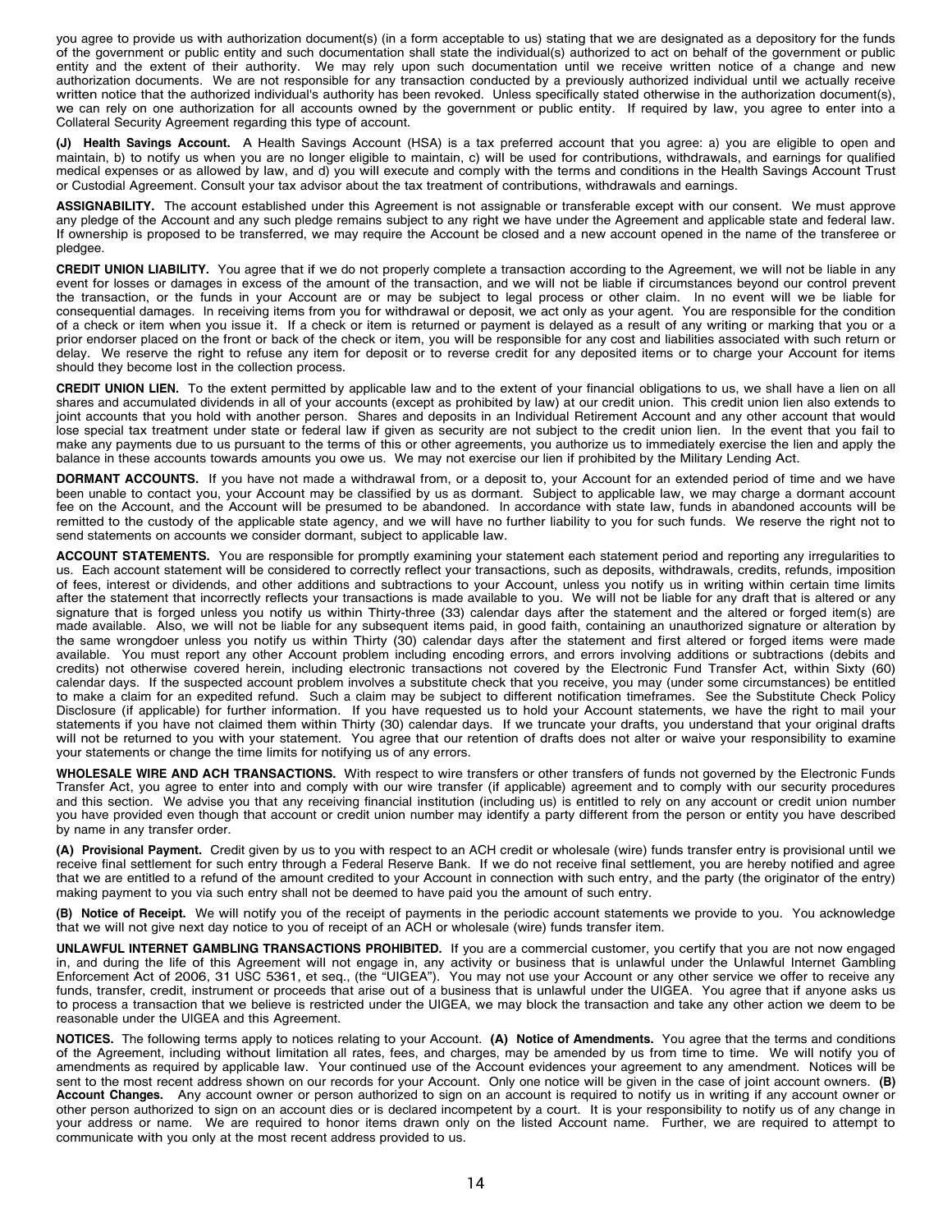you agree to provide us with authorization document(s) (in a form acceptable to us) stating that we are designated as a depository for the funds of the government or public entity and such documentation shall state the individual(s) authorized to act on behalf of the government or public entity and the extent of their authority. We may rely upon such documentation until we receive written notice of a change and new authorization documents. We are not responsible for any transaction conducted by a previously authorized individual until we actually receive written notice that the authorized individual's authority has been revoked. Unless specifically stated otherwise in the authorization document(s), we can rely on one authorization for all accounts owned by the government or public entity. If required by law, you agree to enter into a Collateral Security Agreement regarding this type of account.

**(J) Health Savings Account.** A Health Savings Account (HSA) is a tax preferred account that you agree: a) you are eligible to open and maintain, b) to notify us when you are no longer eligible to maintain, c) will be used for contributions, withdrawals, and earnings for qualified medical expenses or as allowed by law, and d) you will execute and comply with the terms and conditions in the Health Savings Account Trust or Custodial Agreement. Consult your tax advisor about the tax treatment of contributions, withdrawals and earnings.

**ASSIGNABILITY.** The account established under this Agreement is not assignable or transferable except with our consent. We must approve any pledge of the Account and any such pledge remains subject to any right we have under the Agreement and applicable state and federal law. If ownership is proposed to be transferred, we may require the Account be closed and a new account opened in the name of the transferee or pledgee.

**CREDIT UNION LIABILITY.** You agree that if we do not properly complete a transaction according to the Agreement, we will not be liable in any event for losses or damages in excess of the amount of the transaction, and we will not be liable if circumstances beyond our control prevent the transaction, or the funds in your Account are or may be subject to legal process or other claim. In no event will we be liable for consequential damages. In receiving items from you for withdrawal or deposit, we act only as your agent. You are responsible for the condition of a check or item when you issue it. If a check or item is returned or payment is delayed as a result of any writing or marking that you or a prior endorser placed on the front or back of the check or item, you will be responsible for any cost and liabilities associated with such return or delay. We reserve the right to refuse any item for deposit or to reverse credit for any deposited items or to charge your Account for items should they become lost in the collection process.

**CREDIT UNION LIEN.** To the extent permitted by applicable law and to the extent of your financial obligations to us, we shall have a lien on all shares and accumulated dividends in all of your accounts (except as prohibited by law) at our credit union. This credit union lien also extends to joint accounts that you hold with another person. Shares and deposits in an Individual Retirement Account and any other account that would lose special tax treatment under state or federal law if given as security are not subject to the credit union lien. In the event that you fail to make any payments due to us pursuant to the terms of this or other agreements, you authorize us to immediately exercise the lien and apply the balance in these accounts towards amounts you owe us. We may not exercise our lien if prohibited by the Military Lending Act.

**DORMANT ACCOUNTS.** If you have not made a withdrawal from, or a deposit to, your Account for an extended period of time and we have been unable to contact you, your Account may be classified by us as dormant. Subject to applicable law, we may charge a dormant account fee on the Account, and the Account will be presumed to be abandoned. In accordance with state law, funds in abandoned accounts will be remitted to the custody of the applicable state agency, and we will have no further liability to you for such funds. We reserve the right not to send statements on accounts we consider dormant, subject to applicable law.

**ACCOUNT STATEMENTS.** You are responsible for promptly examining your statement each statement period and reporting any irregularities to us. Each account statement will be considered to correctly reflect your transactions, such as deposits, withdrawals, credits, refunds, imposition of fees, interest or dividends, and other additions and subtractions to your Account, unless you notify us in writing within certain time limits after the statement that incorrectly reflects your transactions is made available to you. We will not be liable for any draft that is altered or any signature that is forged unless you notify us within Thirty-three (33) calendar days after the statement and the altered or forged item(s) are made available. Also, we will not be liable for any subsequent items paid, in good faith, containing an unauthorized signature or alteration by the same wrongdoer unless you notify us within Thirty (30) calendar days after the statement and first altered or forged items were made available. You must report any other Account problem including encoding errors, and errors involving additions or subtractions (debits and credits) not otherwise covered herein, including electronic transactions not covered by the Electronic Fund Transfer Act, within Sixty (60) calendar days. If the suspected account problem involves a substitute check that you receive, you may (under some circumstances) be entitled to make a claim for an expedited refund. Such a claim may be subject to different notification timeframes. See the Substitute Check Policy Disclosure (if applicable) for further information. If you have requested us to hold your Account statements, we have the right to mail your statements if you have not claimed them within Thirty (30) calendar days. If we truncate your drafts, you understand that your original drafts will not be returned to you with your statement. You agree that our retention of drafts does not alter or waive your responsibility to examine your statements or change the time limits for notifying us of any errors.

**WHOLESALE WIRE AND ACH TRANSACTIONS.** With respect to wire transfers or other transfers of funds not governed by the Electronic Funds Transfer Act, you agree to enter into and comply with our wire transfer (if applicable) agreement and to comply with our security procedures and this section. We advise you that any receiving financial institution (including us) is entitled to rely on any account or credit union number you have provided even though that account or credit union number may identify a party different from the person or entity you have described by name in any transfer order.

**(A) Provisional Payment.** Credit given by us to you with respect to an ACH credit or wholesale (wire) funds transfer entry is provisional until we receive final settlement for such entry through a Federal Reserve Bank. If we do not receive final settlement, you are hereby notified and agree that we are entitled to a refund of the amount credited to your Account in connection with such entry, and the party (the originator of the entry) making payment to you via such entry shall not be deemed to have paid you the amount of such entry.

**(B) Notice of Receipt.** We will notify you of the receipt of payments in the periodic account statements we provide to you. You acknowledge that we will not give next day notice to you of receipt of an ACH or wholesale (wire) funds transfer item.

**UNLAWFUL INTERNET GAMBLING TRANSACTIONS PROHIBITED.** If you are a commercial customer, you certify that you are not now engaged in, and during the life of this Agreement will not engage in, any activity or business that is unlawful under the Unlawful Internet Gambling Enforcement Act of 2006, 31 USC 5361, et seq., (the "UIGEA"). You may not use your Account or any other service we offer to receive any funds, transfer, credit, instrument or proceeds that arise out of a business that is unlawful under the UIGEA. You agree that if anyone asks us to process a transaction that we believe is restricted under the UIGEA, we may block the transaction and take any other action we deem to be reasonable under the UIGEA and this Agreement.

**NOTICES.** The following terms apply to notices relating to your Account. **(A) Notice of Amendments.** You agree that the terms and conditions of the Agreement, including without limitation all rates, fees, and charges, may be amended by us from time to time. We will notify you of amendments as required by applicable law. Your continued use of the Account evidences your agreement to any amendment. Notices will be sent to the most recent address shown on our records for your Account. Only one notice will be given in the case of joint account owners. **(B) Account Changes.** Any account owner or person authorized to sign on an account is required to notify us in writing if any account owner or other person authorized to sign on an account dies or is declared incompetent by a court. It is your responsibility to notify us of any change in your address or name. We are required to honor items drawn only on the listed Account name. Further, we are required to attempt to communicate with you only at the most recent address provided to us.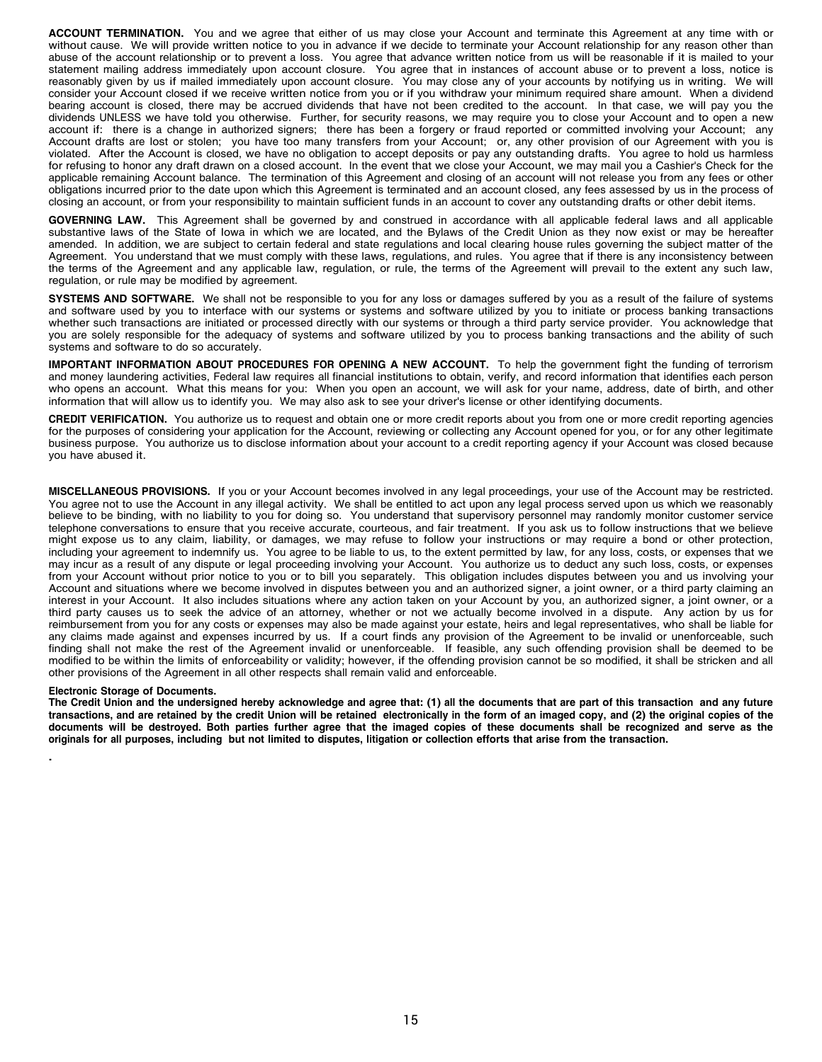**ACCOUNT TERMINATION.** You and we agree that either of us may close your Account and terminate this Agreement at any time with or without cause. We will provide written notice to you in advance if we decide to terminate your Account relationship for any reason other than abuse of the account relationship or to prevent a loss. You agree that advance written notice from us will be reasonable if it is mailed to your statement mailing address immediately upon account closure. You agree that in instances of account abuse or to prevent a loss, notice is reasonably given by us if mailed immediately upon account closure. You may close any of your accounts by notifying us in writing. We will consider your Account closed if we receive written notice from you or if you withdraw your minimum required share amount. When a dividend bearing account is closed, there may be accrued dividends that have not been credited to the account. In that case, we will pay you the dividends UNLESS we have told you otherwise. Further, for security reasons, we may require you to close your Account and to open a new account if: there is a change in authorized signers; there has been a forgery or fraud reported or committed involving your Account; any Account drafts are lost or stolen; you have too many transfers from your Account; or, any other provision of our Agreement with you is violated. After the Account is closed, we have no obligation to accept deposits or pay any outstanding drafts. You agree to hold us harmless for refusing to honor any draft drawn on a closed account. In the event that we close your Account, we may mail you a Cashier's Check for the applicable remaining Account balance. The termination of this Agreement and closing of an account will not release you from any fees or other obligations incurred prior to the date upon which this Agreement is terminated and an account closed, any fees assessed by us in the process of closing an account, or from your responsibility to maintain sufficient funds in an account to cover any outstanding drafts or other debit items.

**GOVERNING LAW.** This Agreement shall be governed by and construed in accordance with all applicable federal laws and all applicable substantive laws of the State of Iowa in which we are located, and the Bylaws of the Credit Union as they now exist or may be hereafter amended. In addition, we are subject to certain federal and state regulations and local clearing house rules governing the subject matter of the Agreement. You understand that we must comply with these laws, regulations, and rules. You agree that if there is any inconsistency between the terms of the Agreement and any applicable law, regulation, or rule, the terms of the Agreement will prevail to the extent any such law, regulation, or rule may be modified by agreement.

**SYSTEMS AND SOFTWARE.** We shall not be responsible to you for any loss or damages suffered by you as a result of the failure of systems and software used by you to interface with our systems or systems and software utilized by you to initiate or process banking transactions whether such transactions are initiated or processed directly with our systems or through a third party service provider. You acknowledge that you are solely responsible for the adequacy of systems and software utilized by you to process banking transactions and the ability of such systems and software to do so accurately.

**IMPORTANT INFORMATION ABOUT PROCEDURES FOR OPENING A NEW ACCOUNT.** To help the government fight the funding of terrorism and money laundering activities, Federal law requires all financial institutions to obtain, verify, and record information that identifies each person who opens an account. What this means for you: When you open an account, we will ask for your name, address, date of birth, and other information that will allow us to identify you. We may also ask to see your driver's license or other identifying documents.

**CREDIT VERIFICATION.** You authorize us to request and obtain one or more credit reports about you from one or more credit reporting agencies for the purposes of considering your application for the Account, reviewing or collecting any Account opened for you, or for any other legitimate business purpose. You authorize us to disclose information about your account to a credit reporting agency if your Account was closed because you have abused it.

**MISCELLANEOUS PROVISIONS.** If you or your Account becomes involved in any legal proceedings, your use of the Account may be restricted. You agree not to use the Account in any illegal activity. We shall be entitled to act upon any legal process served upon us which we reasonably believe to be binding, with no liability to you for doing so. You understand that supervisory personnel may randomly monitor customer service telephone conversations to ensure that you receive accurate, courteous, and fair treatment. If you ask us to follow instructions that we believe might expose us to any claim, liability, or damages, we may refuse to follow your instructions or may require a bond or other protection, including your agreement to indemnify us. You agree to be liable to us, to the extent permitted by law, for any loss, costs, or expenses that we may incur as a result of any dispute or legal proceeding involving your Account. You authorize us to deduct any such loss, costs, or expenses from your Account without prior notice to you or to bill you separately. This obligation includes disputes between you and us involving your Account and situations where we become involved in disputes between you and an authorized signer, a joint owner, or a third party claiming an interest in your Account. It also includes situations where any action taken on your Account by you, an authorized signer, a joint owner, or a third party causes us to seek the advice of an attorney, whether or not we actually become involved in a dispute. Any action by us for reimbursement from you for any costs or expenses may also be made against your estate, heirs and legal representatives, who shall be liable for any claims made against and expenses incurred by us. If a court finds any provision of the Agreement to be invalid or unenforceable, such finding shall not make the rest of the Agreement invalid or unenforceable. If feasible, any such offending provision shall be deemed to be modified to be within the limits of enforceability or validity; however, if the offending provision cannot be so modified, it shall be stricken and all other provisions of the Agreement in all other respects shall remain valid and enforceable.

**Electronic Storage of Documents.**

**The Credit Union and the undersigned hereby acknowledge and agree that: (1) all the documents that are part of this transaction and any future transactions, and are retained by the credit Union will be retained electronically in the form of an imaged copy, and (2) the original copies of the documents will be destroyed. Both parties further agree that the imaged copies of these documents shall be recognized and serve as the originals for all purposes, including but not limited to disputes, litigation or collection efforts that arise from the transaction.**

.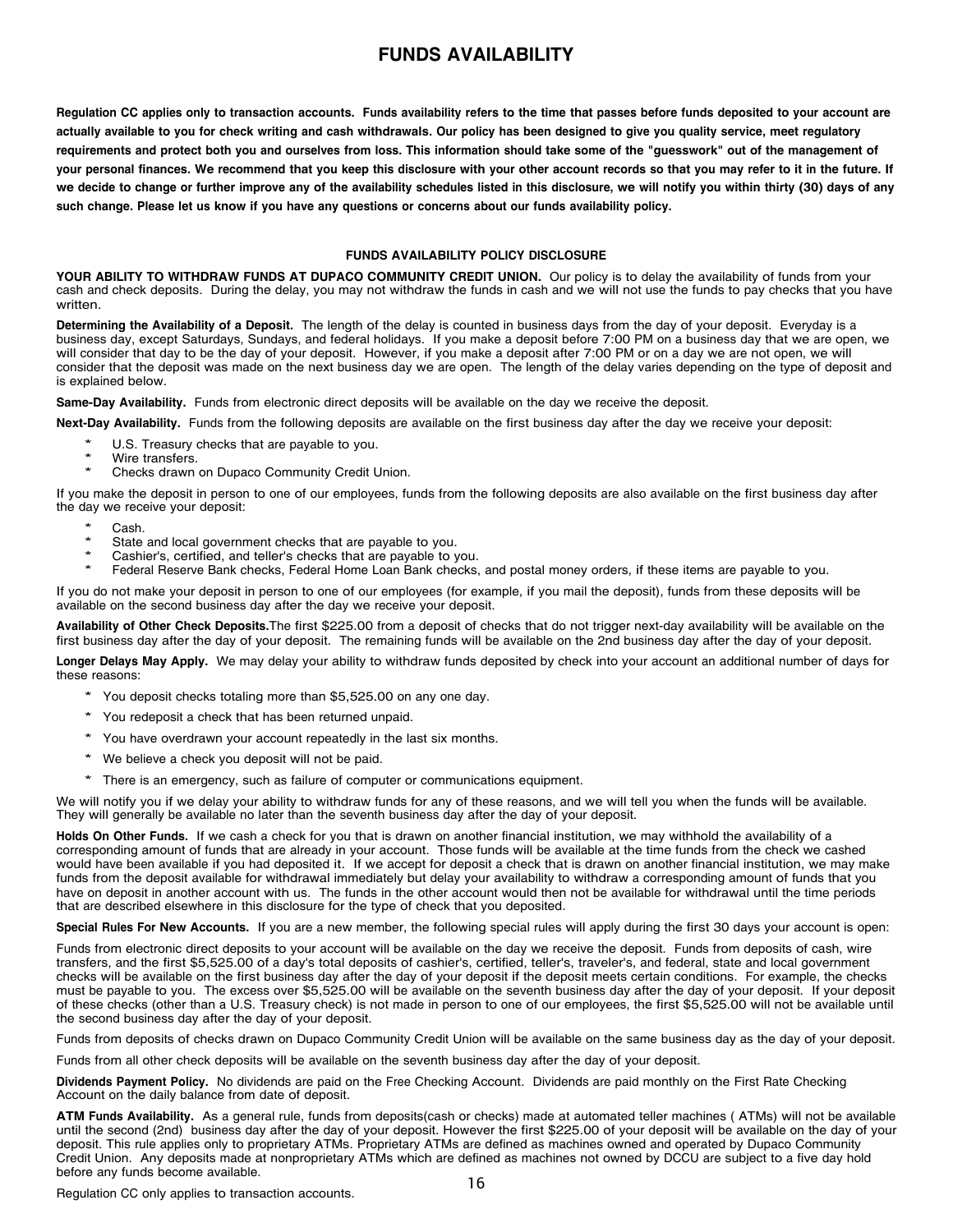# FUNDS AVAILABILITY

**Regulation CC applies only to transaction accounts. Funds availability refers to the time that passes before funds deposited to your account are actually available to you for check writing and cash withdrawals. Our policy has been designed to give you quality service, meet regulatory requirements and protect both you and ourselves from loss. This information should take some of the "guesswork" out of the management of your personal finances. We recommend that you keep this disclosure with your other account records so that you may refer to it in the future. If we decide to change or further improve any of the availability schedules listed in this disclosure, we will notify you within thirty (30) days of any such change. Please let us know if you have any questions or concerns about our funds availability policy.**

### FUNDS AVAILABILITY POLICY DISCLOSURE

**YOUR ABILITY TO WITHDRAW FUNDS AT DUPACO COMMUNITY CREDIT UNION.** Our policy is to delay the availability of funds from your cash and check deposits. During the delay, you may not withdraw the funds in cash and we will not use the funds to pay checks that you have written.

**Determining the Availability of a Deposit.** The length of the delay is counted in business days from the day of your deposit. Everyday is a business day, except Saturdays, Sundays, and federal holidays. If you make a deposit before 7:00 PM on a business day that we are open, we will consider that day to be the day of your deposit. However, if you make a deposit after 7:00 PM or on a day we are not open, we will consider that the deposit was made on the next business day we are open. The length of the delay varies depending on the type of deposit and is explained below.

**Same-Day Availability.** Funds from electronic direct deposits will be available on the day we receive the deposit.

**Next-Day Availability.** Funds from the following deposits are available on the first business day after the day we receive your deposit:

* U.S. Treasury checks that are payable to you.
* Wire transfers.
* Checks drawn on Dupaco Community Credit Union.

If you make the deposit in person to one of our employees, funds from the following deposits are also available on the first business day after the day we receive your deposit:

* Cash.
* State and local government checks that are payable to you.
* Cashier's, certified, and teller's checks that are payable to you.
* Federal Reserve Bank checks, Federal Home Loan Bank checks, and postal money orders, if these items are payable to you.

If you do not make your deposit in person to one of our employees (for example, if you mail the deposit), funds from these deposits will be available on the second business day after the day we receive your deposit.

**Availability of Other Check Deposits.**The first $225.00 from a deposit of checks that do not trigger next-day availability will be available on the first business day after the day of your deposit. The remaining funds will be available on the 2nd business day after the day of your deposit.

**Longer Delays May Apply.** We may delay your ability to withdraw funds deposited by check into your account an additional number of days for these reasons:

* You deposit checks totaling more than $5,525.00 on any one day.
* You redeposit a check that has been returned unpaid.
* You have overdrawn your account repeatedly in the last six months.
* We believe a check you deposit will not be paid.
* There is an emergency, such as failure of computer or communications equipment.

We will notify you if we delay your ability to withdraw funds for any of these reasons, and we will tell you when the funds will be available. They will generally be available no later than the seventh business day after the day of your deposit.

**Holds On Other Funds.** If we cash a check for you that is drawn on another financial institution, we may withhold the availability of a corresponding amount of funds that are already in your account. Those funds will be available at the time funds from the check we cashed would have been available if you had deposited it. If we accept for deposit a check that is drawn on another financial institution, we may make funds from the deposit available for withdrawal immediately but delay your availability to withdraw a corresponding amount of funds that you have on deposit in another account with us. The funds in the other account would then not be available for withdrawal until the time periods that are described elsewhere in this disclosure for the type of check that you deposited.

**Special Rules For New Accounts.** If you are a new member, the following special rules will apply during the first 30 days your account is open:

Funds from electronic direct deposits to your account will be available on the day we receive the deposit. Funds from deposits of cash, wire transfers, and the first $5,525.00 of a day's total deposits of cashier's, certified, teller's, traveler's, and federal, state and local government checks will be available on the first business day after the day of your deposit if the deposit meets certain conditions. For example, the checks must be payable to you. The excess over $5,525.00 will be available on the seventh business day after the day of your deposit. If your deposit of these checks (other than a U.S. Treasury check) is not made in person to one of our employees, the first $5,525.00 will not be available until the second business day after the day of your deposit.

Funds from deposits of checks drawn on Dupaco Community Credit Union will be available on the same business day as the day of your deposit.

Funds from all other check deposits will be available on the seventh business day after the day of your deposit.

**Dividends Payment Policy.** No dividends are paid on the Free Checking Account. Dividends are paid monthly on the First Rate Checking Account on the daily balance from date of deposit.

**ATM Funds Availability.** As a general rule, funds from deposits(cash or checks) made at automated teller machines ( ATMs) will not be available until the second (2nd) business day after the day of your deposit. However the first $225.00 of your deposit will be available on the day of your deposit. This rule applies only to proprietary ATMs. Proprietary ATMs are defined as machines owned and operated by Dupaco Community Credit Union. Any deposits made at nonproprietary ATMs which are defined as machines not owned by DCCU are subject to a five day hold before any funds become available.

Regulation CC only applies to transaction accounts.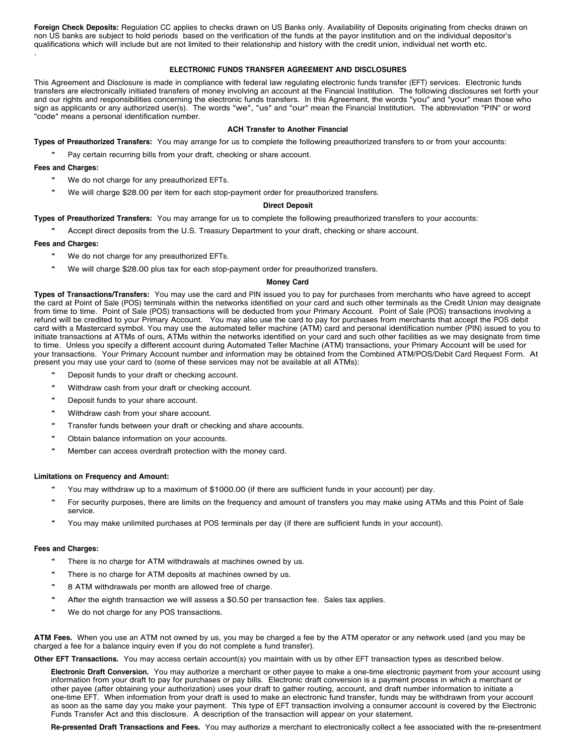**Foreign Check Deposits:** Regulation CC applies to checks drawn on US Banks only. Availability of Deposits originating from checks drawn on non US banks are subject to hold periods based on the verification of the funds at the payor institution and on the individual depositor's qualifications which will include but are not limited to their relationship and history with the credit union, individual net worth etc.

.

## ELECTRONIC FUNDS TRANSFER AGREEMENT AND DISCLOSURES

This Agreement and Disclosure is made in compliance with federal law regulating electronic funds transfer (EFT) services. Electronic funds transfers are electronically initiated transfers of money involving an account at the Financial Institution. The following disclosures set forth your and our rights and responsibilities concerning the electronic funds transfers. In this Agreement, the words "you" and "your" mean those who sign as applicants or any authorized user(s). The words "we", "us" and "our" mean the Financial Institution. The abbreviation "PIN" or word "code" means a personal identification number.

### ACH Transfer to Another Financial

**Types of Preauthorized Transfers:** You may arrange for us to complete the following preauthorized transfers to or from your accounts:

* Pay certain recurring bills from your draft, checking or share account.

**Fees and Charges:**

* We do not charge for any preauthorized EFTs.
* We will charge $28.00 per item for each stop-payment order for preauthorized transfers.

### Direct Deposit

**Types of Preauthorized Transfers:** You may arrange for us to complete the following preauthorized transfers to your accounts:

* Accept direct deposits from the U.S. Treasury Department to your draft, checking or share account.

**Fees and Charges:**

* We do not charge for any preauthorized EFTs.
* We will charge $28.00 plus tax for each stop-payment order for preauthorized transfers.

### Money Card

**Types of Transactions/Transfers:** You may use the card and PIN issued you to pay for purchases from merchants who have agreed to accept the card at Point of Sale (POS) terminals within the networks identified on your card and such other terminals as the Credit Union may designate from time to time. Point of Sale (POS) transactions will be deducted from your Primary Account. Point of Sale (POS) transactions involving a refund will be credited to your Primary Account. You may also use the card to pay for purchases from merchants that accept the POS debit card with a Mastercard symbol. You may use the automated teller machine (ATM) card and personal identification number (PIN) issued to you to initiate transactions at ATMs of ours, ATMs within the networks identified on your card and such other facilities as we may designate from time to time. Unless you specify a different account during Automated Teller Machine (ATM) transactions, your Primary Account will be used for your transactions. Your Primary Account number and information may be obtained from the Combined ATM/POS/Debit Card Request Form. At present you may use your card to (some of these services may not be available at all ATMs):

* Deposit funds to your draft or checking account.
* Withdraw cash from your draft or checking account.
* Deposit funds to your share account.
* Withdraw cash from your share account.
* Transfer funds between your draft or checking and share accounts.
* Obtain balance information on your accounts.
* Member can access overdraft protection with the money card.

**Limitations on Frequency and Amount:**

* You may withdraw up to a maximum of $1000.00 (if there are sufficient funds in your account) per day.
* For security purposes, there are limits on the frequency and amount of transfers you may make using ATMs and this Point of Sale service.
* You may make unlimited purchases at POS terminals per day (if there are sufficient funds in your account).

**Fees and Charges:**

* There is no charge for ATM withdrawals at machines owned by us.
* There is no charge for ATM deposits at machines owned by us.
* 8 ATM withdrawals per month are allowed free of charge.
* After the eighth transaction we will assess a $0.50 per transaction fee. Sales tax applies.
* We do not charge for any POS transactions.

**ATM Fees.** When you use an ATM not owned by us, you may be charged a fee by the ATM operator or any network used (and you may be charged a fee for a balance inquiry even if you do not complete a fund transfer).

**Other EFT Transactions.** You may access certain account(s) you maintain with us by other EFT transaction types as described below.

**Electronic Draft Conversion.** You may authorize a merchant or other payee to make a one-time electronic payment from your account using information from your draft to pay for purchases or pay bills. Electronic draft conversion is a payment process in which a merchant or other payee (after obtaining your authorization) uses your draft to gather routing, account, and draft number information to initiate a one-time EFT. When information from your draft is used to make an electronic fund transfer, funds may be withdrawn from your account as soon as the same day you make your payment. This type of EFT transaction involving a consumer account is covered by the Electronic Funds Transfer Act and this disclosure. A description of the transaction will appear on your statement.

**Re-presented Draft Transactions and Fees.** You may authorize a merchant to electronically collect a fee associated with the re-presentment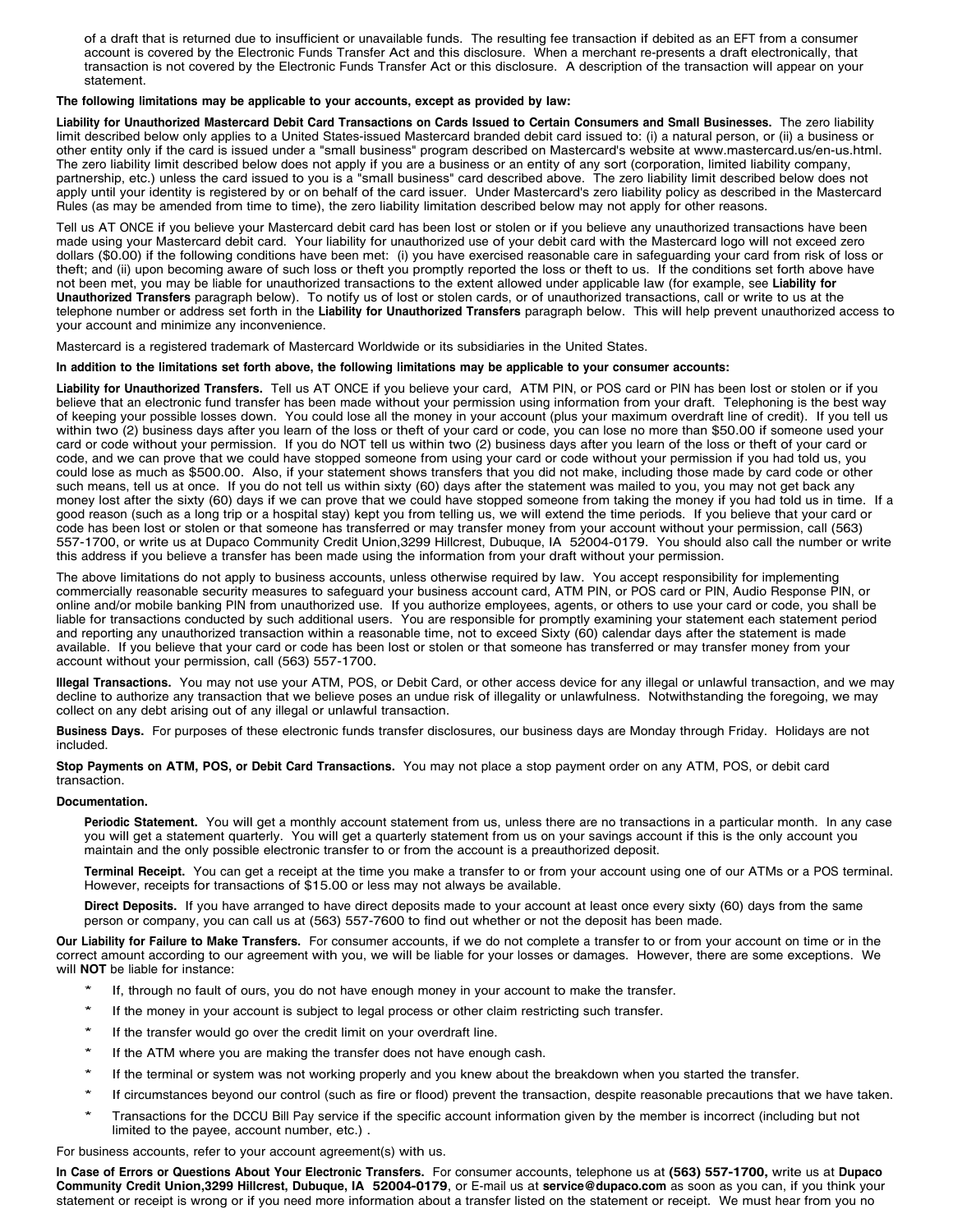of a draft that is returned due to insufficient or unavailable funds. The resulting fee transaction if debited as an EFT from a consumer account is covered by the Electronic Funds Transfer Act and this disclosure. When a merchant re-presents a draft electronically, that transaction is not covered by the Electronic Funds Transfer Act or this disclosure. A description of the transaction will appear on your statement.

**The following limitations may be applicable to your accounts, except as provided by law:**

**Liability for Unauthorized Mastercard Debit Card Transactions on Cards Issued to Certain Consumers and Small Businesses.** The zero liability limit described below only applies to a United States-issued Mastercard branded debit card issued to: (i) a natural person, or (ii) a business or other entity only if the card is issued under a "small business" program described on Mastercard's website at www.mastercard.us/en-us.html. The zero liability limit described below does not apply if you are a business or an entity of any sort (corporation, limited liability company, partnership, etc.) unless the card issued to you is a "small business" card described above. The zero liability limit described below does not apply until your identity is registered by or on behalf of the card issuer. Under Mastercard's zero liability policy as described in the Mastercard Rules (as may be amended from time to time), the zero liability limitation described below may not apply for other reasons.

Tell us AT ONCE if you believe your Mastercard debit card has been lost or stolen or if you believe any unauthorized transactions have been made using your Mastercard debit card. Your liability for unauthorized use of your debit card with the Mastercard logo will not exceed zero dollars ($0.00) if the following conditions have been met: (i) you have exercised reasonable care in safeguarding your card from risk of loss or theft; and (ii) upon becoming aware of such loss or theft you promptly reported the loss or theft to us. If the conditions set forth above have not been met, you may be liable for unauthorized transactions to the extent allowed under applicable law (for example, see **Liability for Unauthorized Transfers** paragraph below). To notify us of lost or stolen cards, or of unauthorized transactions, call or write to us at the telephone number or address set forth in the **Liability for Unauthorized Transfers** paragraph below. This will help prevent unauthorized access to your account and minimize any inconvenience.

Mastercard is a registered trademark of Mastercard Worldwide or its subsidiaries in the United States.

**In addition to the limitations set forth above, the following limitations may be applicable to your consumer accounts:**

**Liability for Unauthorized Transfers.** Tell us AT ONCE if you believe your card, ATM PIN, or POS card or PIN has been lost or stolen or if you believe that an electronic fund transfer has been made without your permission using information from your draft. Telephoning is the best way of keeping your possible losses down. You could lose all the money in your account (plus your maximum overdraft line of credit). If you tell us within two (2) business days after you learn of the loss or theft of your card or code, you can lose no more than $50.00 if someone used your card or code without your permission. If you do NOT tell us within two (2) business days after you learn of the loss or theft of your card or code, and we can prove that we could have stopped someone from using your card or code without your permission if you had told us, you could lose as much as $500.00. Also, if your statement shows transfers that you did not make, including those made by card code or other such means, tell us at once. If you do not tell us within sixty (60) days after the statement was mailed to you, you may not get back any money lost after the sixty (60) days if we can prove that we could have stopped someone from taking the money if you had told us in time. If a good reason (such as a long trip or a hospital stay) kept you from telling us, we will extend the time periods. If you believe that your card or code has been lost or stolen or that someone has transferred or may transfer money from your account without your permission, call (563) 557-1700, or write us at Dupaco Community Credit Union,3299 Hillcrest, Dubuque, IA 52004-0179. You should also call the number or write this address if you believe a transfer has been made using the information from your draft without your permission.

The above limitations do not apply to business accounts, unless otherwise required by law. You accept responsibility for implementing commercially reasonable security measures to safeguard your business account card, ATM PIN, or POS card or PIN, Audio Response PIN, or online and/or mobile banking PIN from unauthorized use. If you authorize employees, agents, or others to use your card or code, you shall be liable for transactions conducted by such additional users. You are responsible for promptly examining your statement each statement period and reporting any unauthorized transaction within a reasonable time, not to exceed Sixty (60) calendar days after the statement is made available. If you believe that your card or code has been lost or stolen or that someone has transferred or may transfer money from your account without your permission, call (563) 557-1700.

**Illegal Transactions.** You may not use your ATM, POS, or Debit Card, or other access device for any illegal or unlawful transaction, and we may decline to authorize any transaction that we believe poses an undue risk of illegality or unlawfulness. Notwithstanding the foregoing, we may collect on any debt arising out of any illegal or unlawful transaction.

**Business Days.** For purposes of these electronic funds transfer disclosures, our business days are Monday through Friday. Holidays are not included.

**Stop Payments on ATM, POS, or Debit Card Transactions.** You may not place a stop payment order on any ATM, POS, or debit card transaction.

**Documentation.**

**Periodic Statement.** You will get a monthly account statement from us, unless there are no transactions in a particular month. In any case you will get a statement quarterly. You will get a quarterly statement from us on your savings account if this is the only account you maintain and the only possible electronic transfer to or from the account is a preauthorized deposit.

**Terminal Receipt.** You can get a receipt at the time you make a transfer to or from your account using one of our ATMs or a POS terminal. However, receipts for transactions of $15.00 or less may not always be available.

**Direct Deposits.** If you have arranged to have direct deposits made to your account at least once every sixty (60) days from the same person or company, you can call us at (563) 557-7600 to find out whether or not the deposit has been made.

**Our Liability for Failure to Make Transfers.** For consumer accounts, if we do not complete a transfer to or from your account on time or in the correct amount according to our agreement with you, we will be liable for your losses or damages. However, there are some exceptions. We will **NOT** be liable for instance:

- If, through no fault of ours, you do not have enough money in your account to make the transfer.
- If the money in your account is subject to legal process or other claim restricting such transfer.
- If the transfer would go over the credit limit on your overdraft line.
- If the ATM where you are making the transfer does not have enough cash.
- If the terminal or system was not working properly and you knew about the breakdown when you started the transfer.
- If circumstances beyond our control (such as fire or flood) prevent the transaction, despite reasonable precautions that we have taken.
- Transactions for the DCCU Bill Pay service if the specific account information given by the member is incorrect (including but not limited to the payee, account number, etc.) .

For business accounts, refer to your account agreement(s) with us.

**In Case of Errors or Questions About Your Electronic Transfers.** For consumer accounts, telephone us at **(563) 557-1700,** write us at **Dupaco Community Credit Union,3299 Hillcrest, Dubuque, IA 52004-0179**, or E-mail us at **service@dupaco.com** as soon as you can, if you think your statement or receipt is wrong or if you need more information about a transfer listed on the statement or receipt. We must hear from you no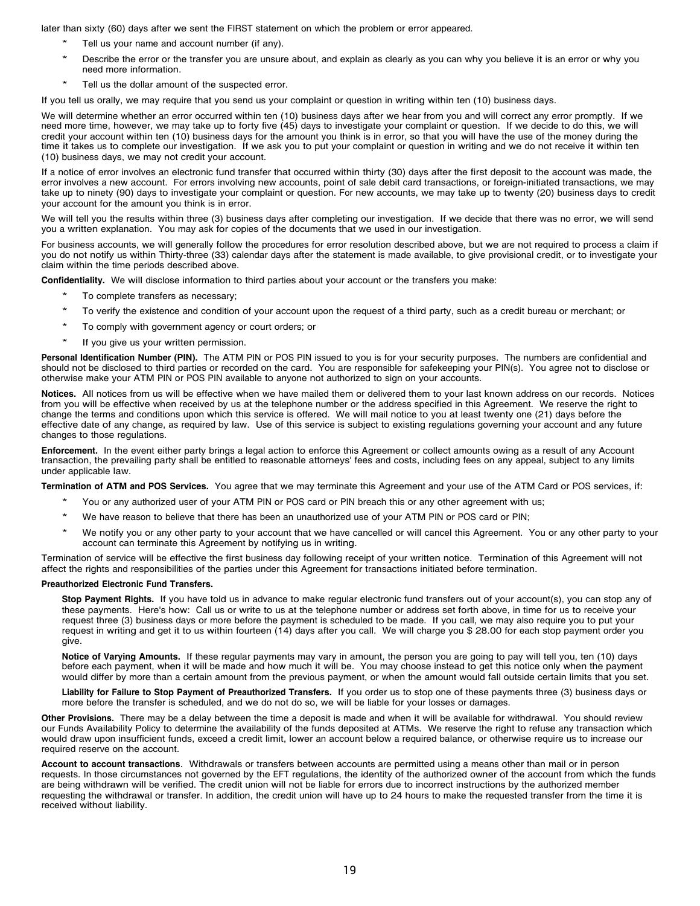later than sixty (60) days after we sent the FIRST statement on which the problem or error appeared.

* Tell us your name and account number (if any).
* Describe the error or the transfer you are unsure about, and explain as clearly as you can why you believe it is an error or why you need more information.
* Tell us the dollar amount of the suspected error.

If you tell us orally, we may require that you send us your complaint or question in writing within ten (10) business days.

We will determine whether an error occurred within ten (10) business days after we hear from you and will correct any error promptly. If we need more time, however, we may take up to forty five (45) days to investigate your complaint or question. If we decide to do this, we will credit your account within ten (10) business days for the amount you think is in error, so that you will have the use of the money during the time it takes us to complete our investigation. If we ask you to put your complaint or question in writing and we do not receive it within ten (10) business days, we may not credit your account.

If a notice of error involves an electronic fund transfer that occurred within thirty (30) days after the first deposit to the account was made, the error involves a new account. For errors involving new accounts, point of sale debit card transactions, or foreign-initiated transactions, we may take up to ninety (90) days to investigate your complaint or question. For new accounts, we may take up to twenty (20) business days to credit your account for the amount you think is in error.

We will tell you the results within three (3) business days after completing our investigation. If we decide that there was no error, we will send you a written explanation. You may ask for copies of the documents that we used in our investigation.

For business accounts, we will generally follow the procedures for error resolution described above, but we are not required to process a claim if you do not notify us within Thirty-three (33) calendar days after the statement is made available, to give provisional credit, or to investigate your claim within the time periods described above.

**Confidentiality.** We will disclose information to third parties about your account or the transfers you make:

* To complete transfers as necessary;
* To verify the existence and condition of your account upon the request of a third party, such as a credit bureau or merchant; or
* To comply with government agency or court orders; or
* If you give us your written permission.

**Personal Identification Number (PIN).** The ATM PIN or POS PIN issued to you is for your security purposes. The numbers are confidential and should not be disclosed to third parties or recorded on the card. You are responsible for safekeeping your PIN(s). You agree not to disclose or otherwise make your ATM PIN or POS PIN available to anyone not authorized to sign on your accounts.

**Notices.** All notices from us will be effective when we have mailed them or delivered them to your last known address on our records. Notices from you will be effective when received by us at the telephone number or the address specified in this Agreement. We reserve the right to change the terms and conditions upon which this service is offered. We will mail notice to you at least twenty one (21) days before the effective date of any change, as required by law. Use of this service is subject to existing regulations governing your account and any future changes to those regulations.

**Enforcement.** In the event either party brings a legal action to enforce this Agreement or collect amounts owing as a result of any Account transaction, the prevailing party shall be entitled to reasonable attorneys' fees and costs, including fees on any appeal, subject to any limits under applicable law.

**Termination of ATM and POS Services.** You agree that we may terminate this Agreement and your use of the ATM Card or POS services, if:

* You or any authorized user of your ATM PIN or POS card or PIN breach this or any other agreement with us;
* We have reason to believe that there has been an unauthorized use of your ATM PIN or POS card or PIN;
* We notify you or any other party to your account that we have cancelled or will cancel this Agreement. You or any other party to your account can terminate this Agreement by notifying us in writing.

Termination of service will be effective the first business day following receipt of your written notice. Termination of this Agreement will not affect the rights and responsibilities of the parties under this Agreement for transactions initiated before termination.

**Preauthorized Electronic Fund Transfers.**

**Stop Payment Rights.** If you have told us in advance to make regular electronic fund transfers out of your account(s), you can stop any of these payments. Here's how: Call us or write to us at the telephone number or address set forth above, in time for us to receive your request three (3) business days or more before the payment is scheduled to be made. If you call, we may also require you to put your request in writing and get it to us within fourteen (14) days after you call. We will charge you $ 28.00 for each stop payment order you give.

**Notice of Varying Amounts.** If these regular payments may vary in amount, the person you are going to pay will tell you, ten (10) days before each payment, when it will be made and how much it will be. You may choose instead to get this notice only when the payment would differ by more than a certain amount from the previous payment, or when the amount would fall outside certain limits that you set.

**Liability for Failure to Stop Payment of Preauthorized Transfers.** If you order us to stop one of these payments three (3) business days or more before the transfer is scheduled, and we do not do so, we will be liable for your losses or damages.

**Other Provisions.** There may be a delay between the time a deposit is made and when it will be available for withdrawal. You should review our Funds Availability Policy to determine the availability of the funds deposited at ATMs. We reserve the right to refuse any transaction which would draw upon insufficient funds, exceed a credit limit, lower an account below a required balance, or otherwise require us to increase our required reserve on the account.

**Account to account transactions**. Withdrawals or transfers between accounts are permitted using a means other than mail or in person requests. In those circumstances not governed by the EFT regulations, the identity of the authorized owner of the account from which the funds are being withdrawn will be verified. The credit union will not be liable for errors due to incorrect instructions by the authorized member requesting the withdrawal or transfer. In addition, the credit union will have up to 24 hours to make the requested transfer from the time it is received without liability.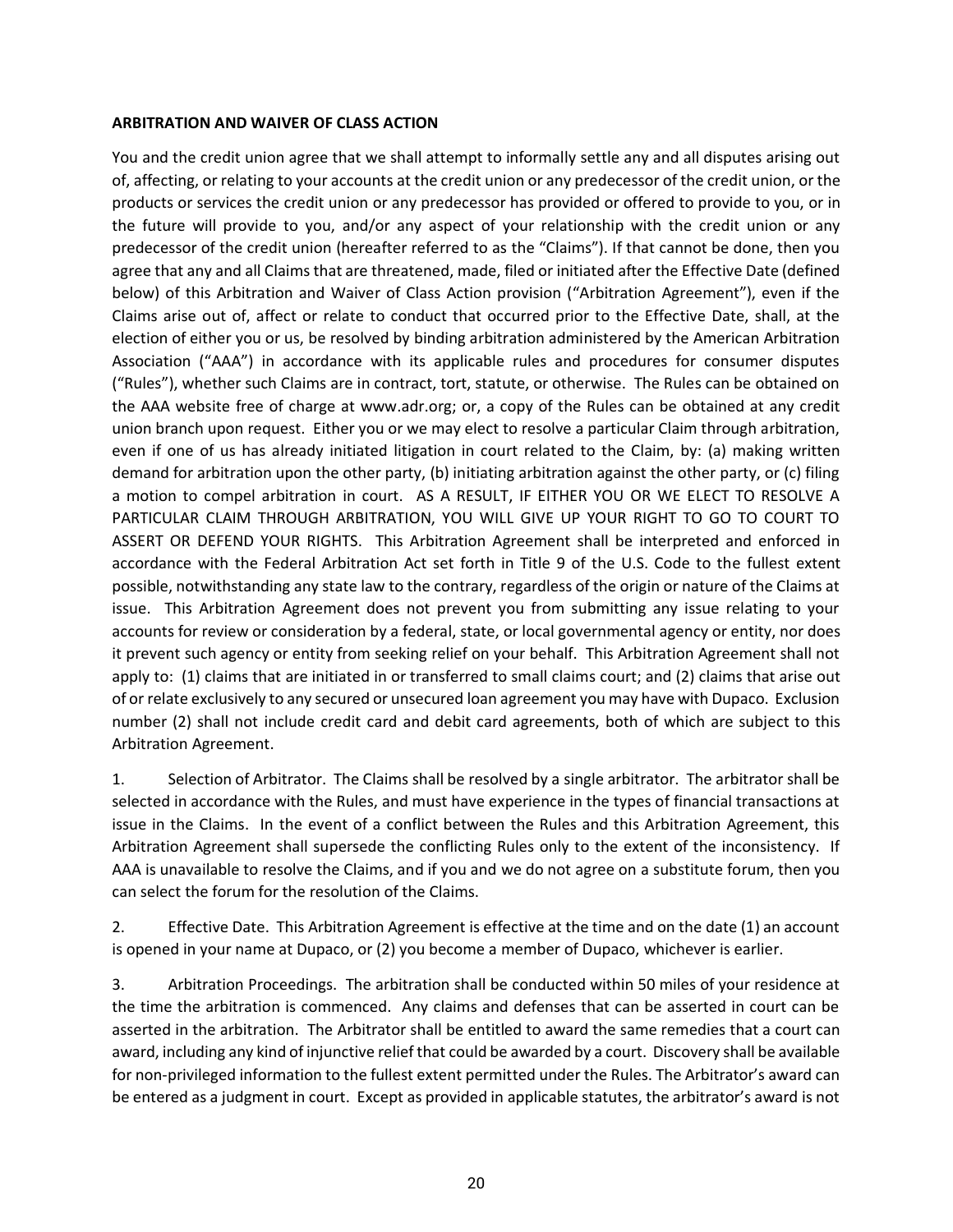**ARBITRATION AND WAIVER OF CLASS ACTION**

You and the credit union agree that we shall attempt to informally settle any and all disputes arising out of, affecting, or relating to your accounts at the credit union or any predecessor of the credit union, or the products or services the credit union or any predecessor has provided or offered to provide to you, or in the future will provide to you, and/or any aspect of your relationship with the credit union or any predecessor of the credit union (hereafter referred to as the "Claims"). If that cannot be done, then you agree that any and all Claims that are threatened, made, filed or initiated after the Effective Date (defined below) of this Arbitration and Waiver of Class Action provision ("Arbitration Agreement"), even if the Claims arise out of, affect or relate to conduct that occurred prior to the Effective Date, shall, at the election of either you or us, be resolved by binding arbitration administered by the American Arbitration Association ("AAA") in accordance with its applicable rules and procedures for consumer disputes ("Rules"), whether such Claims are in contract, tort, statute, or otherwise. The Rules can be obtained on the AAA website free of charge at www.adr.org; or, a copy of the Rules can be obtained at any credit union branch upon request. Either you or we may elect to resolve a particular Claim through arbitration, even if one of us has already initiated litigation in court related to the Claim, by: (a) making written demand for arbitration upon the other party, (b) initiating arbitration against the other party, or (c) filing a motion to compel arbitration in court. AS A RESULT, IF EITHER YOU OR WE ELECT TO RESOLVE A PARTICULAR CLAIM THROUGH ARBITRATION, YOU WILL GIVE UP YOUR RIGHT TO GO TO COURT TO ASSERT OR DEFEND YOUR RIGHTS. This Arbitration Agreement shall be interpreted and enforced in accordance with the Federal Arbitration Act set forth in Title 9 of the U.S. Code to the fullest extent possible, notwithstanding any state law to the contrary, regardless of the origin or nature of the Claims at issue. This Arbitration Agreement does not prevent you from submitting any issue relating to your accounts for review or consideration by a federal, state, or local governmental agency or entity, nor does it prevent such agency or entity from seeking relief on your behalf. This Arbitration Agreement shall not apply to: (1) claims that are initiated in or transferred to small claims court; and (2) claims that arise out of or relate exclusively to any secured or unsecured loan agreement you may have with Dupaco. Exclusion number (2) shall not include credit card and debit card agreements, both of which are subject to this Arbitration Agreement.

1. Selection of Arbitrator. The Claims shall be resolved by a single arbitrator. The arbitrator shall be selected in accordance with the Rules, and must have experience in the types of financial transactions at issue in the Claims. In the event of a conflict between the Rules and this Arbitration Agreement, this Arbitration Agreement shall supersede the conflicting Rules only to the extent of the inconsistency. If AAA is unavailable to resolve the Claims, and if you and we do not agree on a substitute forum, then you can select the forum for the resolution of the Claims.

2. Effective Date. This Arbitration Agreement is effective at the time and on the date (1) an account is opened in your name at Dupaco, or (2) you become a member of Dupaco, whichever is earlier.

3. Arbitration Proceedings. The arbitration shall be conducted within 50 miles of your residence at the time the arbitration is commenced. Any claims and defenses that can be asserted in court can be asserted in the arbitration. The Arbitrator shall be entitled to award the same remedies that a court can award, including any kind of injunctive relief that could be awarded by a court. Discovery shall be available for non-privileged information to the fullest extent permitted under the Rules. The Arbitrator's award can be entered as a judgment in court. Except as provided in applicable statutes, the arbitrator's award is not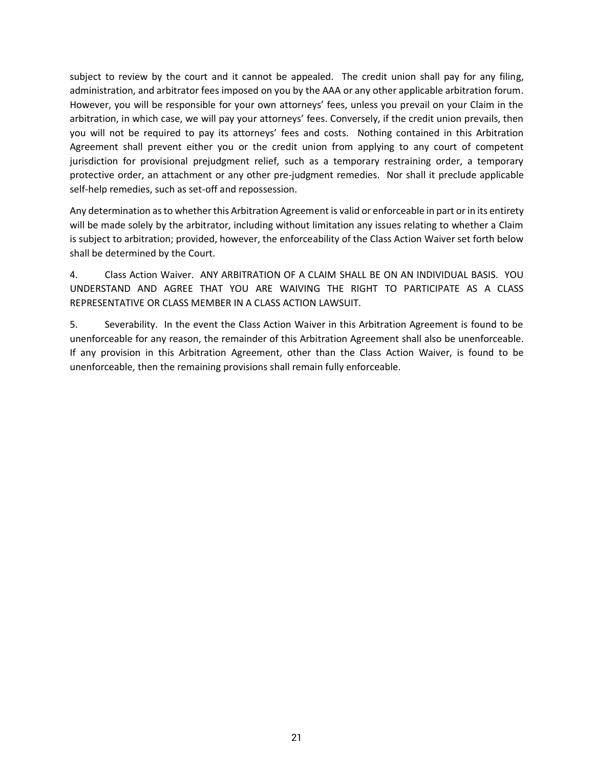subject to review by the court and it cannot be appealed. The credit union shall pay for any filing, administration, and arbitrator fees imposed on you by the AAA or any other applicable arbitration forum. However, you will be responsible for your own attorneys' fees, unless you prevail on your Claim in the arbitration, in which case, we will pay your attorneys' fees. Conversely, if the credit union prevails, then you will not be required to pay its attorneys' fees and costs. Nothing contained in this Arbitration Agreement shall prevent either you or the credit union from applying to any court of competent jurisdiction for provisional prejudgment relief, such as a temporary restraining order, a temporary protective order, an attachment or any other pre-judgment remedies. Nor shall it preclude applicable self-help remedies, such as set-off and repossession.

Any determination as to whether this Arbitration Agreement is valid or enforceable in part or in its entirety will be made solely by the arbitrator, including without limitation any issues relating to whether a Claim is subject to arbitration; provided, however, the enforceability of the Class Action Waiver set forth below shall be determined by the Court.

4. Class Action Waiver. ANY ARBITRATION OF A CLAIM SHALL BE ON AN INDIVIDUAL BASIS. YOU UNDERSTAND AND AGREE THAT YOU ARE WAIVING THE RIGHT TO PARTICIPATE AS A CLASS REPRESENTATIVE OR CLASS MEMBER IN A CLASS ACTION LAWSUIT.

5. Severability. In the event the Class Action Waiver in this Arbitration Agreement is found to be unenforceable for any reason, the remainder of this Arbitration Agreement shall also be unenforceable. If any provision in this Arbitration Agreement, other than the Class Action Waiver, is found to be unenforceable, then the remaining provisions shall remain fully enforceable.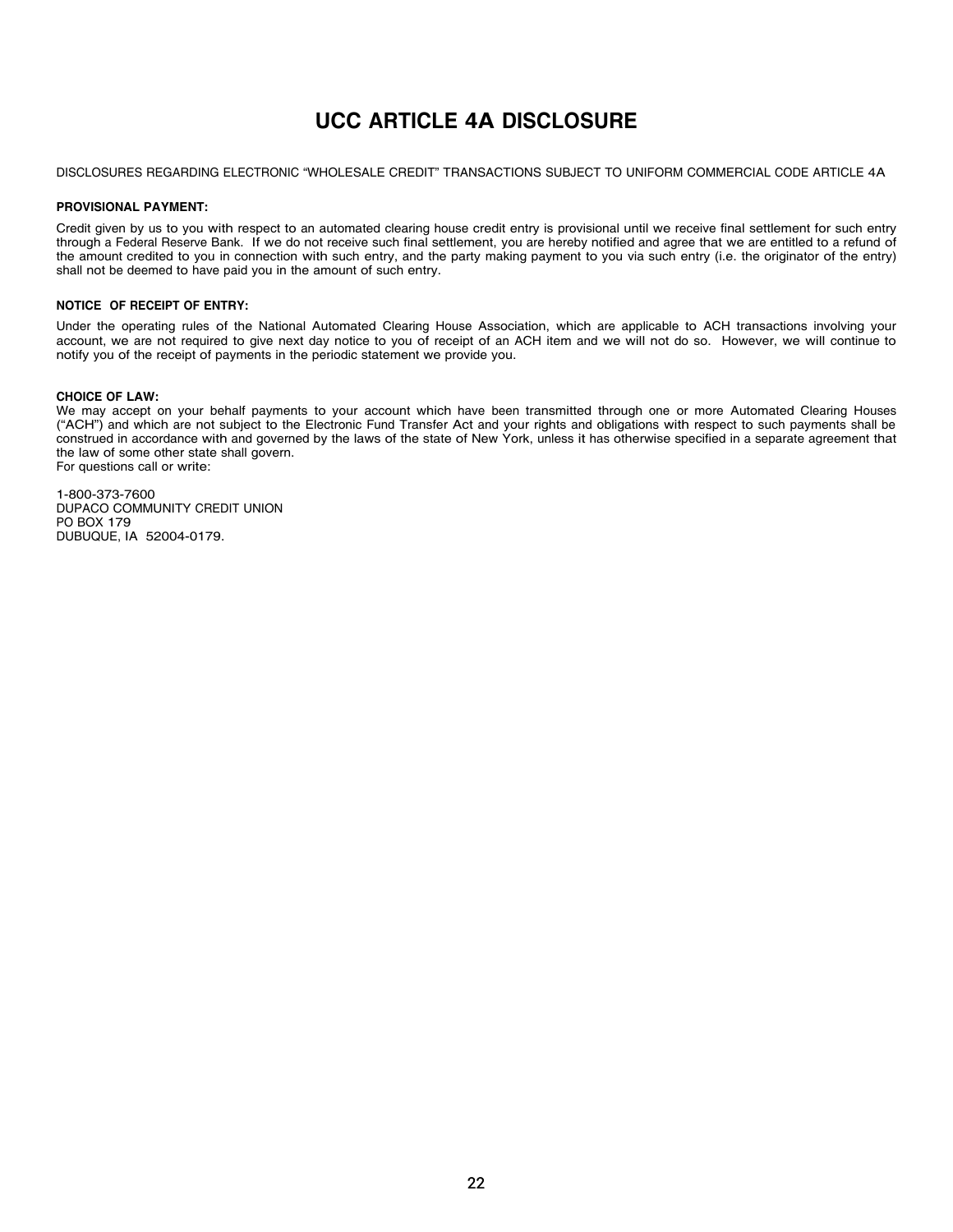# UCC ARTICLE 4A DISCLOSURE

DISCLOSURES REGARDING ELECTRONIC “WHOLESALE CREDIT” TRANSACTIONS SUBJECT TO UNIFORM COMMERCIAL CODE ARTICLE 4A

**PROVISIONAL PAYMENT:**

Credit given by us to you with respect to an automated clearing house credit entry is provisional until we receive final settlement for such entry through a Federal Reserve Bank. If we do not receive such final settlement, you are hereby notified and agree that we are entitled to a refund of the amount credited to you in connection with such entry, and the party making payment to you via such entry (i.e. the originator of the entry) shall not be deemed to have paid you in the amount of such entry.

**NOTICE OF RECEIPT OF ENTRY:**

Under the operating rules of the National Automated Clearing House Association, which are applicable to ACH transactions involving your account, we are not required to give next day notice to you of receipt of an ACH item and we will not do so. However, we will continue to notify you of the receipt of payments in the periodic statement we provide you.

**CHOICE OF LAW:**
We may accept on your behalf payments to your account which have been transmitted through one or more Automated Clearing Houses (“ACH”) and which are not subject to the Electronic Fund Transfer Act and your rights and obligations with respect to such payments shall be construed in accordance with and governed by the laws of the state of New York, unless it has otherwise specified in a separate agreement that the law of some other state shall govern.
For questions call or write:

1-800-373-7600
DUPACO COMMUNITY CREDIT UNION
PO BOX 179
DUBUQUE, IA 52004-0179.